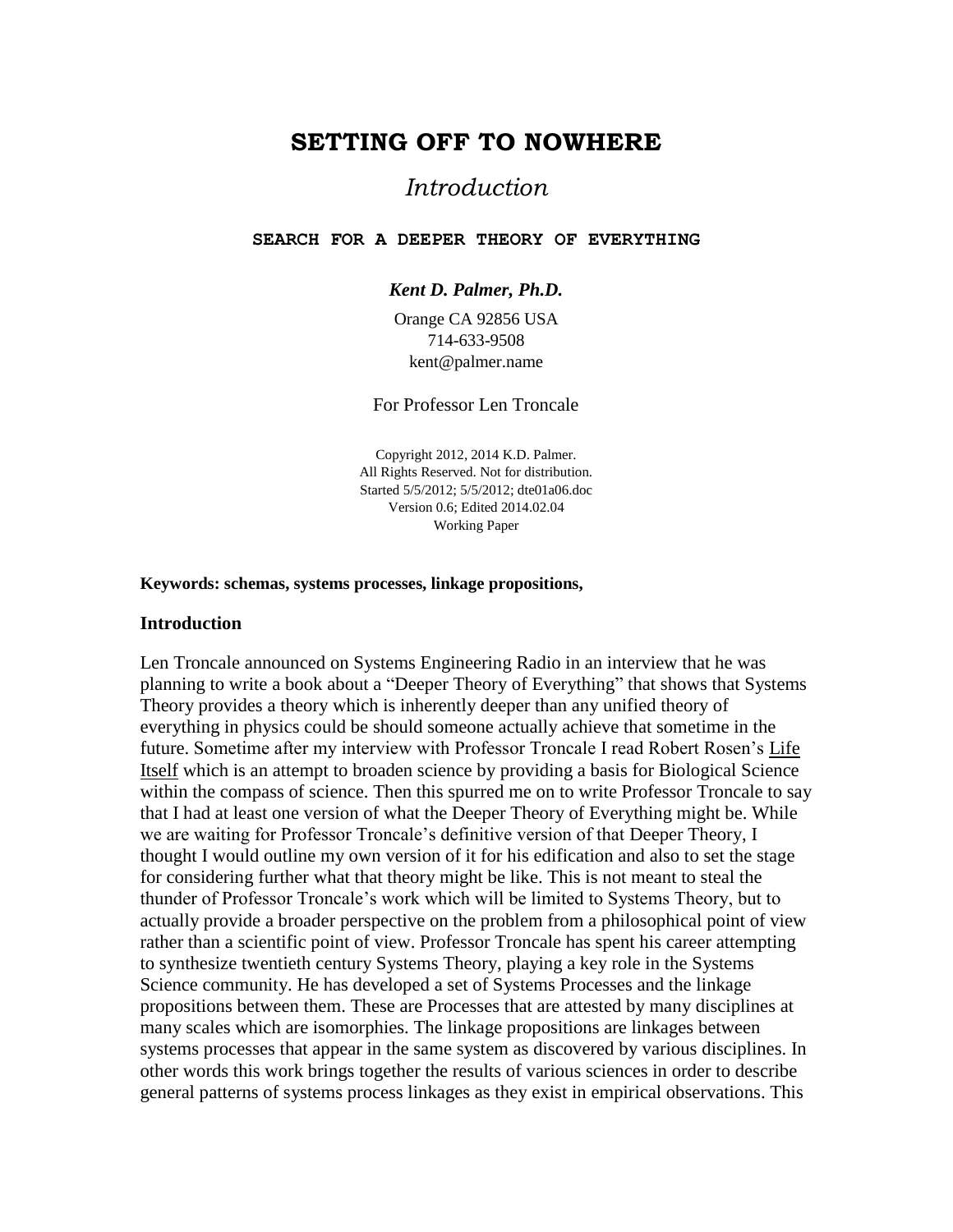# SETTING OFF TO NOWHERE

## *Introduction*

**SEARCH FOR A DEEPER THEORY OF EVERYTHING**

***Kent D. Palmer, Ph.D.***

Orange CA 92856 USA
714-633-9508
kent@palmer.name

For Professor Len Troncale

Copyright 2012, 2014 K.D. Palmer.
All Rights Reserved. Not for distribution.
Started 5/5/2012; 5/5/2012; dte01a06.doc
Version 0.6; Edited 2014.02.04
Working Paper

**Keywords: schemas, systems processes, linkage propositions,**

### Introduction

Len Troncale announced on Systems Engineering Radio in an interview that he was planning to write a book about a "Deeper Theory of Everything" that shows that Systems Theory provides a theory which is inherently deeper than any unified theory of everything in physics could be should someone actually achieve that sometime in the future. Sometime after my interview with Professor Troncale I read Robert Rosen's Life Itself which is an attempt to broaden science by providing a basis for Biological Science within the compass of science. Then this spurred me on to write Professor Troncale to say that I had at least one version of what the Deeper Theory of Everything might be. While we are waiting for Professor Troncale's definitive version of that Deeper Theory, I thought I would outline my own version of it for his edification and also to set the stage for considering further what that theory might be like. This is not meant to steal the thunder of Professor Troncale's work which will be limited to Systems Theory, but to actually provide a broader perspective on the problem from a philosophical point of view rather than a scientific point of view. Professor Troncale has spent his career attempting to synthesize twentieth century Systems Theory, playing a key role in the Systems Science community. He has developed a set of Systems Processes and the linkage propositions between them. These are Processes that are attested by many disciplines at many scales which are isomorphies. The linkage propositions are linkages between systems processes that appear in the same system as discovered by various disciplines. In other words this work brings together the results of various sciences in order to describe general patterns of systems process linkages as they exist in empirical observations. This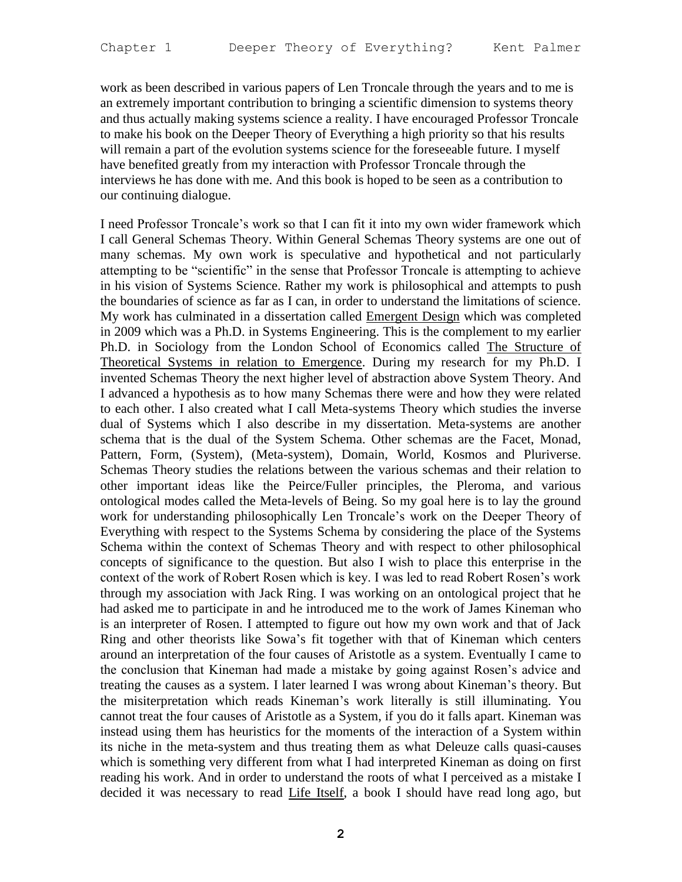work as been described in various papers of Len Troncale through the years and to me is an extremely important contribution to bringing a scientific dimension to systems theory and thus actually making systems science a reality. I have encouraged Professor Troncale to make his book on the Deeper Theory of Everything a high priority so that his results will remain a part of the evolution systems science for the foreseeable future. I myself have benefited greatly from my interaction with Professor Troncale through the interviews he has done with me. And this book is hoped to be seen as a contribution to our continuing dialogue.

I need Professor Troncale's work so that I can fit it into my own wider framework which I call General Schemas Theory. Within General Schemas Theory systems are one out of many schemas. My own work is speculative and hypothetical and not particularly attempting to be "scientific" in the sense that Professor Troncale is attempting to achieve in his vision of Systems Science. Rather my work is philosophical and attempts to push the boundaries of science as far as I can, in order to understand the limitations of science. My work has culminated in a dissertation called Emergent Design which was completed in 2009 which was a Ph.D. in Systems Engineering. This is the complement to my earlier Ph.D. in Sociology from the London School of Economics called The Structure of Theoretical Systems in relation to Emergence. During my research for my Ph.D. I invented Schemas Theory the next higher level of abstraction above System Theory. And I advanced a hypothesis as to how many Schemas there were and how they were related to each other. I also created what I call Meta-systems Theory which studies the inverse dual of Systems which I also describe in my dissertation. Meta-systems are another schema that is the dual of the System Schema. Other schemas are the Facet, Monad, Pattern, Form, (System), (Meta-system), Domain, World, Kosmos and Pluriverse. Schemas Theory studies the relations between the various schemas and their relation to other important ideas like the Peirce/Fuller principles, the Pleroma, and various ontological modes called the Meta-levels of Being. So my goal here is to lay the ground work for understanding philosophically Len Troncale's work on the Deeper Theory of Everything with respect to the Systems Schema by considering the place of the Systems Schema within the context of Schemas Theory and with respect to other philosophical concepts of significance to the question. But also I wish to place this enterprise in the context of the work of Robert Rosen which is key. I was led to read Robert Rosen's work through my association with Jack Ring. I was working on an ontological project that he had asked me to participate in and he introduced me to the work of James Kineman who is an interpreter of Rosen. I attempted to figure out how my own work and that of Jack Ring and other theorists like Sowa's fit together with that of Kineman which centers around an interpretation of the four causes of Aristotle as a system. Eventually I came to the conclusion that Kineman had made a mistake by going against Rosen's advice and treating the causes as a system. I later learned I was wrong about Kineman's theory. But the misiterpretation which reads Kineman's work literally is still illuminating. You cannot treat the four causes of Aristotle as a System, if you do it falls apart. Kineman was instead using them has heuristics for the moments of the interaction of a System within its niche in the meta-system and thus treating them as what Deleuze calls quasi-causes which is something very different from what I had interpreted Kineman as doing on first reading his work. And in order to understand the roots of what I perceived as a mistake I decided it was necessary to read Life Itself, a book I should have read long ago, but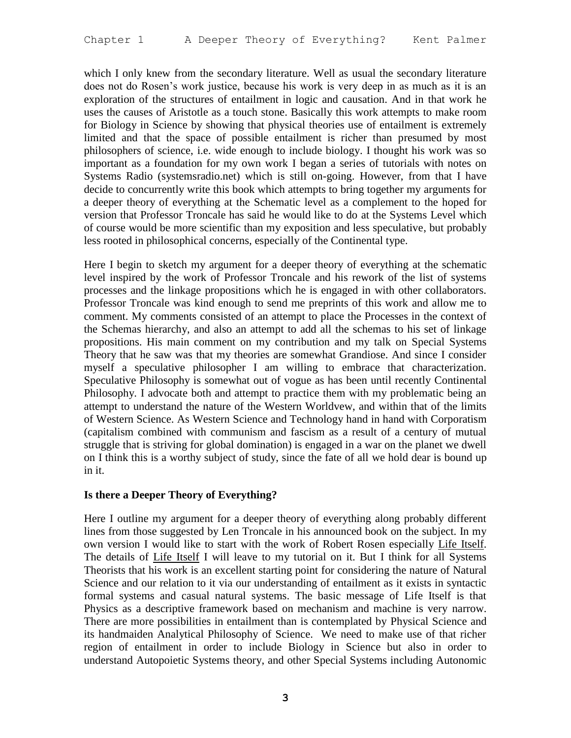which I only knew from the secondary literature. Well as usual the secondary literature does not do Rosen's work justice, because his work is very deep in as much as it is an exploration of the structures of entailment in logic and causation. And in that work he uses the causes of Aristotle as a touch stone. Basically this work attempts to make room for Biology in Science by showing that physical theories use of entailment is extremely limited and that the space of possible entailment is richer than presumed by most philosophers of science, i.e. wide enough to include biology. I thought his work was so important as a foundation for my own work I began a series of tutorials with notes on Systems Radio (systemsradio.net) which is still on-going. However, from that I have decide to concurrently write this book which attempts to bring together my arguments for a deeper theory of everything at the Schematic level as a complement to the hoped for version that Professor Troncale has said he would like to do at the Systems Level which of course would be more scientific than my exposition and less speculative, but probably less rooted in philosophical concerns, especially of the Continental type.

Here I begin to sketch my argument for a deeper theory of everything at the schematic level inspired by the work of Professor Troncale and his rework of the list of systems processes and the linkage propositions which he is engaged in with other collaborators. Professor Troncale was kind enough to send me preprints of this work and allow me to comment. My comments consisted of an attempt to place the Processes in the context of the Schemas hierarchy, and also an attempt to add all the schemas to his set of linkage propositions. His main comment on my contribution and my talk on Special Systems Theory that he saw was that my theories are somewhat Grandiose. And since I consider myself a speculative philosopher I am willing to embrace that characterization. Speculative Philosophy is somewhat out of vogue as has been until recently Continental Philosophy. I advocate both and attempt to practice them with my problematic being an attempt to understand the nature of the Western Worldvew, and within that of the limits of Western Science. As Western Science and Technology hand in hand with Corporatism (capitalism combined with communism and fascism as a result of a century of mutual struggle that is striving for global domination) is engaged in a war on the planet we dwell on I think this is a worthy subject of study, since the fate of all we hold dear is bound up in it.

**Is there a Deeper Theory of Everything?**

Here I outline my argument for a deeper theory of everything along probably different lines from those suggested by Len Troncale in his announced book on the subject. In my own version I would like to start with the work of Robert Rosen especially <u>Life Itself</u>. The details of <u>Life Itself</u> I will leave to my tutorial on it. But I think for all Systems Theorists that his work is an excellent starting point for considering the nature of Natural Science and our relation to it via our understanding of entailment as it exists in syntactic formal systems and casual natural systems. The basic message of Life Itself is that Physics as a descriptive framework based on mechanism and machine is very narrow. There are more possibilities in entailment than is contemplated by Physical Science and its handmaiden Analytical Philosophy of Science. We need to make use of that richer region of entailment in order to include Biology in Science but also in order to understand Autopoietic Systems theory, and other Special Systems including Autonomic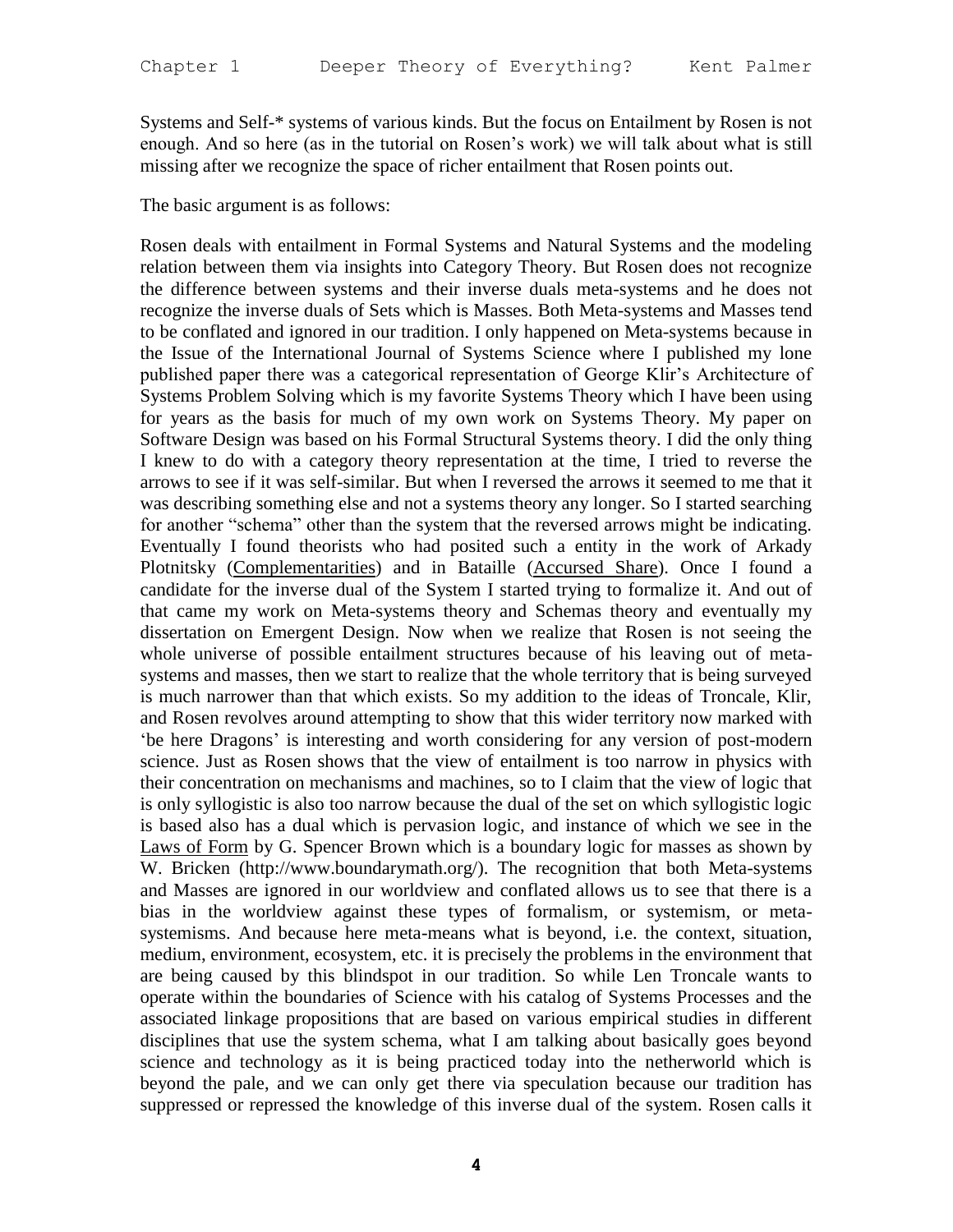Systems and Self-* systems of various kinds. But the focus on Entailment by Rosen is not enough. And so here (as in the tutorial on Rosen's work) we will talk about what is still missing after we recognize the space of richer entailment that Rosen points out.

The basic argument is as follows:

Rosen deals with entailment in Formal Systems and Natural Systems and the modeling relation between them via insights into Category Theory. But Rosen does not recognize the difference between systems and their inverse duals meta-systems and he does not recognize the inverse duals of Sets which is Masses. Both Meta-systems and Masses tend to be conflated and ignored in our tradition. I only happened on Meta-systems because in the Issue of the International Journal of Systems Science where I published my lone published paper there was a categorical representation of George Klir's Architecture of Systems Problem Solving which is my favorite Systems Theory which I have been using for years as the basis for much of my own work on Systems Theory. My paper on Software Design was based on his Formal Structural Systems theory. I did the only thing I knew to do with a category theory representation at the time, I tried to reverse the arrows to see if it was self-similar. But when I reversed the arrows it seemed to me that it was describing something else and not a systems theory any longer. So I started searching for another "schema" other than the system that the reversed arrows might be indicating. Eventually I found theorists who had posited such a entity in the work of Arkady Plotnitsky (Complementarities) and in Bataille (Accursed Share). Once I found a candidate for the inverse dual of the System I started trying to formalize it. And out of that came my work on Meta-systems theory and Schemas theory and eventually my dissertation on Emergent Design. Now when we realize that Rosen is not seeing the whole universe of possible entailment structures because of his leaving out of meta-systems and masses, then we start to realize that the whole territory that is being surveyed is much narrower than that which exists. So my addition to the ideas of Troncale, Klir, and Rosen revolves around attempting to show that this wider territory now marked with 'be here Dragons' is interesting and worth considering for any version of post-modern science. Just as Rosen shows that the view of entailment is too narrow in physics with their concentration on mechanisms and machines, so to I claim that the view of logic that is only syllogistic is also too narrow because the dual of the set on which syllogistic logic is based also has a dual which is pervasion logic, and instance of which we see in the Laws of Form by G. Spencer Brown which is a boundary logic for masses as shown by W. Bricken (http://www.boundarymath.org/). The recognition that both Meta-systems and Masses are ignored in our worldview and conflated allows us to see that there is a bias in the worldview against these types of formalism, or systemism, or meta-systemisms. And because here meta-means what is beyond, i.e. the context, situation, medium, environment, ecosystem, etc. it is precisely the problems in the environment that are being caused by this blindspot in our tradition. So while Len Troncale wants to operate within the boundaries of Science with his catalog of Systems Processes and the associated linkage propositions that are based on various empirical studies in different disciplines that use the system schema, what I am talking about basically goes beyond science and technology as it is being practiced today into the netherworld which is beyond the pale, and we can only get there via speculation because our tradition has suppressed or repressed the knowledge of this inverse dual of the system. Rosen calls it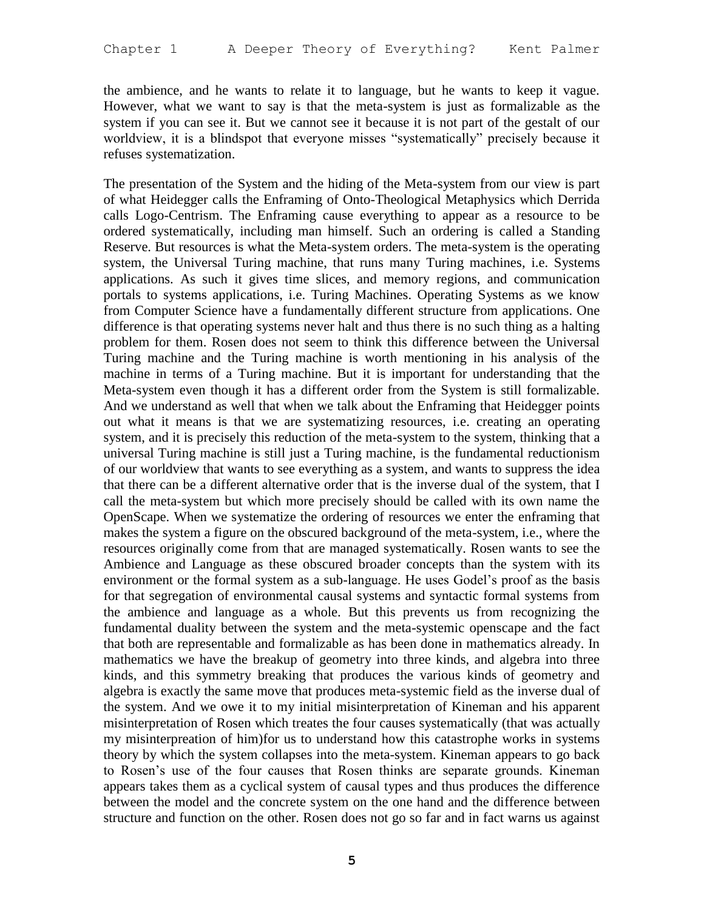the ambience, and he wants to relate it to language, but he wants to keep it vague. However, what we want to say is that the meta-system is just as formalizable as the system if you can see it. But we cannot see it because it is not part of the gestalt of our worldview, it is a blindspot that everyone misses "systematically" precisely because it refuses systematization.

The presentation of the System and the hiding of the Meta-system from our view is part of what Heidegger calls the Enframing of Onto-Theological Metaphysics which Derrida calls Logo-Centrism. The Enframing cause everything to appear as a resource to be ordered systematically, including man himself. Such an ordering is called a Standing Reserve. But resources is what the Meta-system orders. The meta-system is the operating system, the Universal Turing machine, that runs many Turing machines, i.e. Systems applications. As such it gives time slices, and memory regions, and communication portals to systems applications, i.e. Turing Machines. Operating Systems as we know from Computer Science have a fundamentally different structure from applications. One difference is that operating systems never halt and thus there is no such thing as a halting problem for them. Rosen does not seem to think this difference between the Universal Turing machine and the Turing machine is worth mentioning in his analysis of the machine in terms of a Turing machine. But it is important for understanding that the Meta-system even though it has a different order from the System is still formalizable. And we understand as well that when we talk about the Enframing that Heidegger points out what it means is that we are systematizing resources, i.e. creating an operating system, and it is precisely this reduction of the meta-system to the system, thinking that a universal Turing machine is still just a Turing machine, is the fundamental reductionism of our worldview that wants to see everything as a system, and wants to suppress the idea that there can be a different alternative order that is the inverse dual of the system, that I call the meta-system but which more precisely should be called with its own name the OpenScape. When we systematize the ordering of resources we enter the enframing that makes the system a figure on the obscured background of the meta-system, i.e., where the resources originally come from that are managed systematically. Rosen wants to see the Ambience and Language as these obscured broader concepts than the system with its environment or the formal system as a sub-language. He uses Godel's proof as the basis for that segregation of environmental causal systems and syntactic formal systems from the ambience and language as a whole. But this prevents us from recognizing the fundamental duality between the system and the meta-systemic openscape and the fact that both are representable and formalizable as has been done in mathematics already. In mathematics we have the breakup of geometry into three kinds, and algebra into three kinds, and this symmetry breaking that produces the various kinds of geometry and algebra is exactly the same move that produces meta-systemic field as the inverse dual of the system. And we owe it to my initial misinterpretation of Kineman and his apparent misinterpretation of Rosen which treates the four causes systematically (that was actually my misinterpreation of him)for us to understand how this catastrophe works in systems theory by which the system collapses into the meta-system. Kineman appears to go back to Rosen's use of the four causes that Rosen thinks are separate grounds. Kineman appears takes them as a cyclical system of causal types and thus produces the difference between the model and the concrete system on the one hand and the difference between structure and function on the other. Rosen does not go so far and in fact warns us against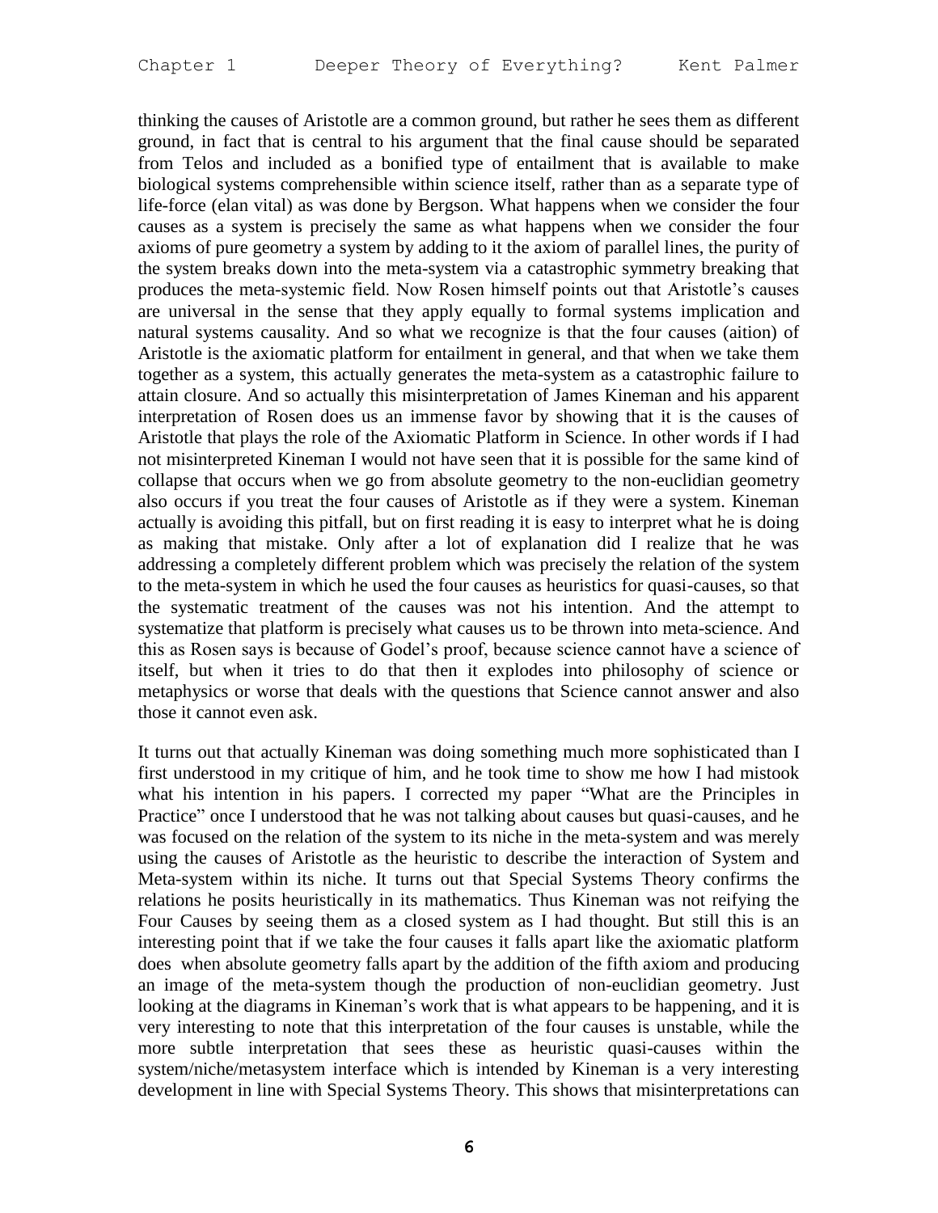thinking the causes of Aristotle are a common ground, but rather he sees them as different ground, in fact that is central to his argument that the final cause should be separated from Telos and included as a bonified type of entailment that is available to make biological systems comprehensible within science itself, rather than as a separate type of life-force (elan vital) as was done by Bergson. What happens when we consider the four causes as a system is precisely the same as what happens when we consider the four axioms of pure geometry a system by adding to it the axiom of parallel lines, the purity of the system breaks down into the meta-system via a catastrophic symmetry breaking that produces the meta-systemic field. Now Rosen himself points out that Aristotle's causes are universal in the sense that they apply equally to formal systems implication and natural systems causality. And so what we recognize is that the four causes (aition) of Aristotle is the axiomatic platform for entailment in general, and that when we take them together as a system, this actually generates the meta-system as a catastrophic failure to attain closure. And so actually this misinterpretation of James Kineman and his apparent interpretation of Rosen does us an immense favor by showing that it is the causes of Aristotle that plays the role of the Axiomatic Platform in Science. In other words if I had not misinterpreted Kineman I would not have seen that it is possible for the same kind of collapse that occurs when we go from absolute geometry to the non-euclidian geometry also occurs if you treat the four causes of Aristotle as if they were a system. Kineman actually is avoiding this pitfall, but on first reading it is easy to interpret what he is doing as making that mistake. Only after a lot of explanation did I realize that he was addressing a completely different problem which was precisely the relation of the system to the meta-system in which he used the four causes as heuristics for quasi-causes, so that the systematic treatment of the causes was not his intention. And the attempt to systematize that platform is precisely what causes us to be thrown into meta-science. And this as Rosen says is because of Godel's proof, because science cannot have a science of itself, but when it tries to do that then it explodes into philosophy of science or metaphysics or worse that deals with the questions that Science cannot answer and also those it cannot even ask.

It turns out that actually Kineman was doing something much more sophisticated than I first understood in my critique of him, and he took time to show me how I had mistook what his intention in his papers. I corrected my paper "What are the Principles in Practice" once I understood that he was not talking about causes but quasi-causes, and he was focused on the relation of the system to its niche in the meta-system and was merely using the causes of Aristotle as the heuristic to describe the interaction of System and Meta-system within its niche. It turns out that Special Systems Theory confirms the relations he posits heuristically in its mathematics. Thus Kineman was not reifying the Four Causes by seeing them as a closed system as I had thought. But still this is an interesting point that if we take the four causes it falls apart like the axiomatic platform does when absolute geometry falls apart by the addition of the fifth axiom and producing an image of the meta-system though the production of non-euclidian geometry. Just looking at the diagrams in Kineman's work that is what appears to be happening, and it is very interesting to note that this interpretation of the four causes is unstable, while the more subtle interpretation that sees these as heuristic quasi-causes within the system/niche/metasystem interface which is intended by Kineman is a very interesting development in line with Special Systems Theory. This shows that misinterpretations can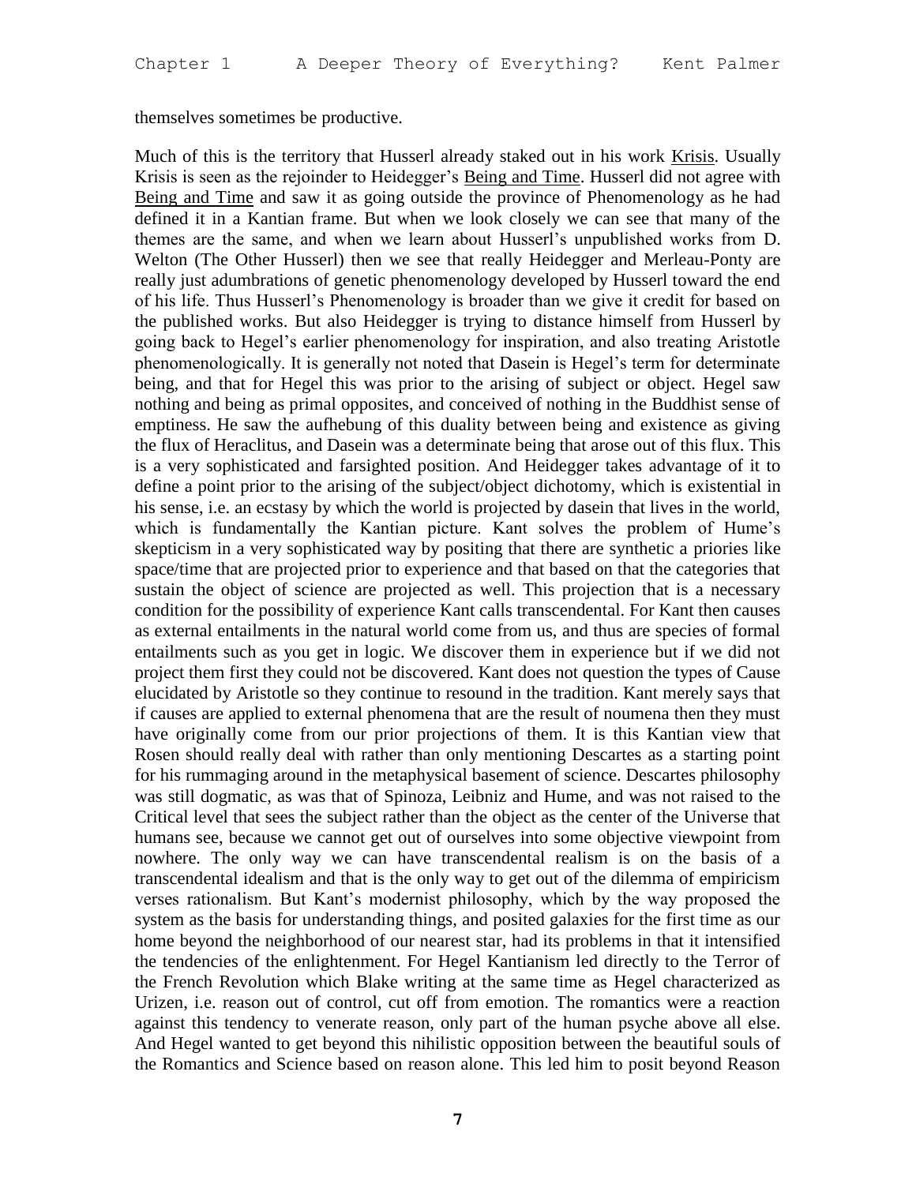themselves sometimes be productive.

Much of this is the territory that Husserl already staked out in his work Krisis. Usually Krisis is seen as the rejoinder to Heidegger's Being and Time. Husserl did not agree with Being and Time and saw it as going outside the province of Phenomenology as he had defined it in a Kantian frame. But when we look closely we can see that many of the themes are the same, and when we learn about Husserl's unpublished works from D. Welton (The Other Husserl) then we see that really Heidegger and Merleau-Ponty are really just adumbrations of genetic phenomenology developed by Husserl toward the end of his life. Thus Husserl's Phenomenology is broader than we give it credit for based on the published works. But also Heidegger is trying to distance himself from Husserl by going back to Hegel's earlier phenomenology for inspiration, and also treating Aristotle phenomenologically. It is generally not noted that Dasein is Hegel's term for determinate being, and that for Hegel this was prior to the arising of subject or object. Hegel saw nothing and being as primal opposites, and conceived of nothing in the Buddhist sense of emptiness. He saw the aufhebung of this duality between being and existence as giving the flux of Heraclitus, and Dasein was a determinate being that arose out of this flux. This is a very sophisticated and farsighted position. And Heidegger takes advantage of it to define a point prior to the arising of the subject/object dichotomy, which is existential in his sense, i.e. an ecstasy by which the world is projected by dasein that lives in the world, which is fundamentally the Kantian picture. Kant solves the problem of Hume's skepticism in a very sophisticated way by positing that there are synthetic a prioris like space/time that are projected prior to experience and that based on that the categories that sustain the object of science are projected as well. This projection that is a necessary condition for the possibility of experience Kant calls transcendental. For Kant then causes as external entailments in the natural world come from us, and thus are species of formal entailments such as you get in logic. We discover them in experience but if we did not project them first they could not be discovered. Kant does not question the types of Cause elucidated by Aristotle so they continue to resound in the tradition. Kant merely says that if causes are applied to external phenomena that are the result of noumena then they must have originally come from our prior projections of them. It is this Kantian view that Rosen should really deal with rather than only mentioning Descartes as a starting point for his rummaging around in the metaphysical basement of science. Descartes philosophy was still dogmatic, as was that of Spinoza, Leibniz and Hume, and was not raised to the Critical level that sees the subject rather than the object as the center of the Universe that humans see, because we cannot get out of ourselves into some objective viewpoint from nowhere. The only way we can have transcendental realism is on the basis of a transcendental idealism and that is the only way to get out of the dilemma of empiricism verses rationalism. But Kant's modernist philosophy, which by the way proposed the system as the basis for understanding things, and posited galaxies for the first time as our home beyond the neighborhood of our nearest star, had its problems in that it intensified the tendencies of the enlightenment. For Hegel Kantianism led directly to the Terror of the French Revolution which Blake writing at the same time as Hegel characterized as Urizen, i.e. reason out of control, cut off from emotion. The romantics were a reaction against this tendency to venerate reason, only part of the human psyche above all else. And Hegel wanted to get beyond this nihilistic opposition between the beautiful souls of the Romantics and Science based on reason alone. This led him to posit beyond Reason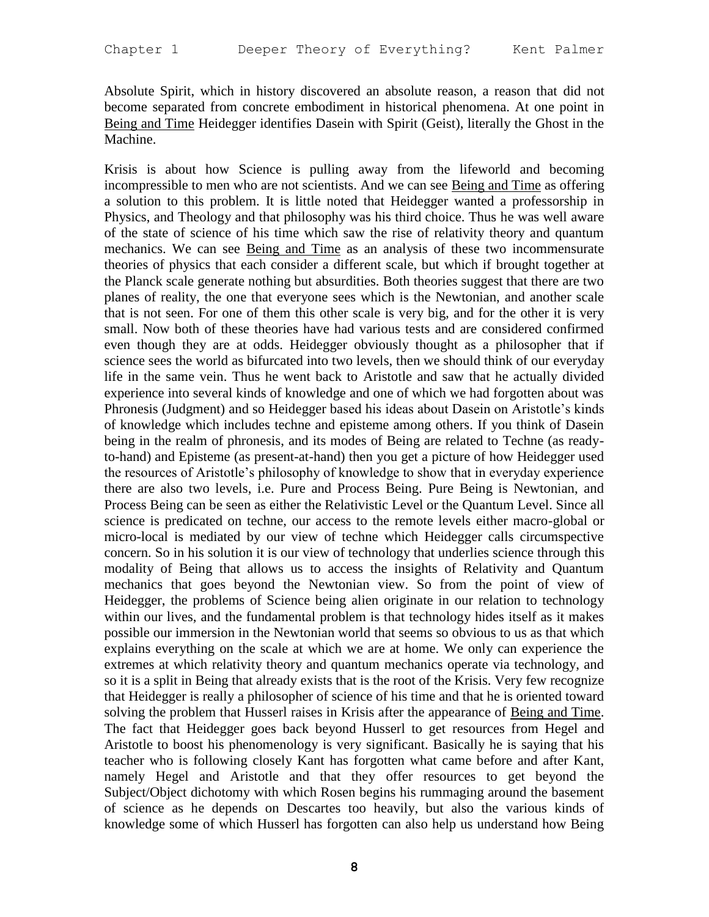Absolute Spirit, which in history discovered an absolute reason, a reason that did not become separated from concrete embodiment in historical phenomena. At one point in Being and Time Heidegger identifies Dasein with Spirit (Geist), literally the Ghost in the Machine.

Krisis is about how Science is pulling away from the lifeworld and becoming incompressible to men who are not scientists. And we can see Being and Time as offering a solution to this problem. It is little noted that Heidegger wanted a professorship in Physics, and Theology and that philosophy was his third choice. Thus he was well aware of the state of science of his time which saw the rise of relativity theory and quantum mechanics. We can see Being and Time as an analysis of these two incommensurate theories of physics that each consider a different scale, but which if brought together at the Planck scale generate nothing but absurdities. Both theories suggest that there are two planes of reality, the one that everyone sees which is the Newtonian, and another scale that is not seen. For one of them this other scale is very big, and for the other it is very small. Now both of these theories have had various tests and are considered confirmed even though they are at odds. Heidegger obviously thought as a philosopher that if science sees the world as bifurcated into two levels, then we should think of our everyday life in the same vein. Thus he went back to Aristotle and saw that he actually divided experience into several kinds of knowledge and one of which we had forgotten about was Phronesis (Judgment) and so Heidegger based his ideas about Dasein on Aristotle's kinds of knowledge which includes techne and episteme among others. If you think of Dasein being in the realm of phronesis, and its modes of Being are related to Techne (as ready-to-hand) and Episteme (as present-at-hand) then you get a picture of how Heidegger used the resources of Aristotle's philosophy of knowledge to show that in everyday experience there are also two levels, i.e. Pure and Process Being. Pure Being is Newtonian, and Process Being can be seen as either the Relativistic Level or the Quantum Level. Since all science is predicated on techne, our access to the remote levels either macro-global or micro-local is mediated by our view of techne which Heidegger calls circumspective concern. So in his solution it is our view of technology that underlies science through this modality of Being that allows us to access the insights of Relativity and Quantum mechanics that goes beyond the Newtonian view. So from the point of view of Heidegger, the problems of Science being alien originate in our relation to technology within our lives, and the fundamental problem is that technology hides itself as it makes possible our immersion in the Newtonian world that seems so obvious to us as that which explains everything on the scale at which we are at home. We only can experience the extremes at which relativity theory and quantum mechanics operate via technology, and so it is a split in Being that already exists that is the root of the Krisis. Very few recognize that Heidegger is really a philosopher of science of his time and that he is oriented toward solving the problem that Husserl raises in Krisis after the appearance of Being and Time. The fact that Heidegger goes back beyond Husserl to get resources from Hegel and Aristotle to boost his phenomenology is very significant. Basically he is saying that his teacher who is following closely Kant has forgotten what came before and after Kant, namely Hegel and Aristotle and that they offer resources to get beyond the Subject/Object dichotomy with which Rosen begins his rummaging around the basement of science as he depends on Descartes too heavily, but also the various kinds of knowledge some of which Husserl has forgotten can also help us understand how Being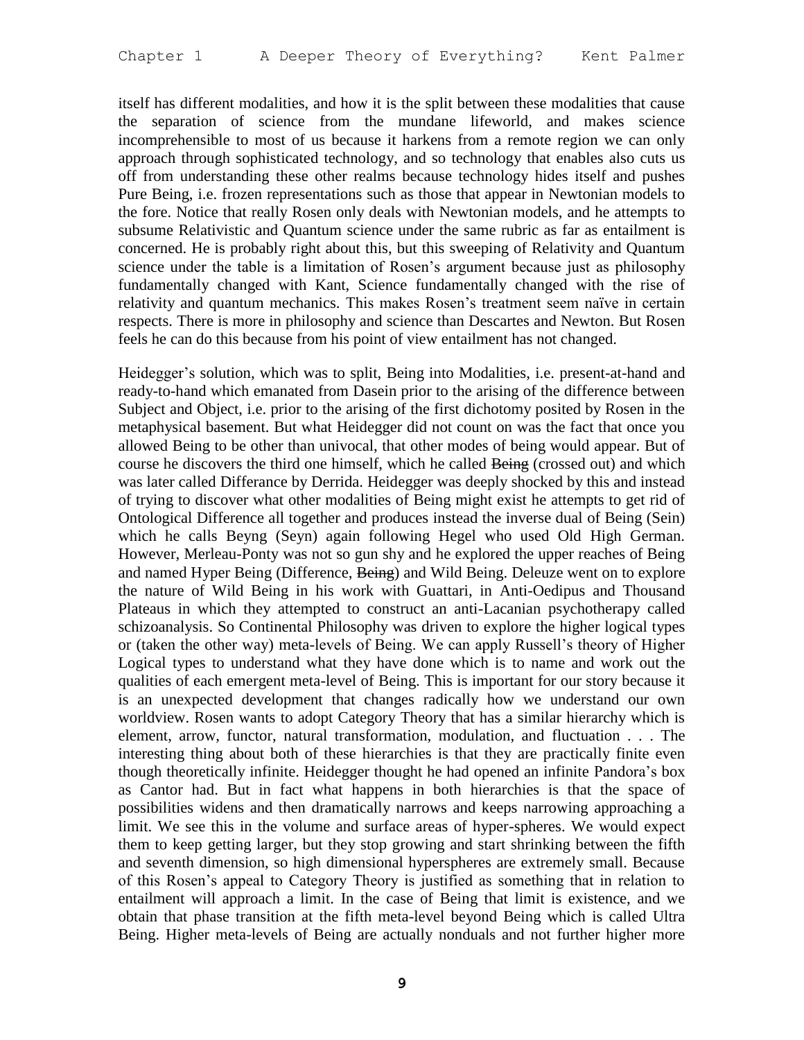itself has different modalities, and how it is the split between these modalities that cause the separation of science from the mundane lifeworld, and makes science incomprehensible to most of us because it harkens from a remote region we can only approach through sophisticated technology, and so technology that enables also cuts us off from understanding these other realms because technology hides itself and pushes Pure Being, i.e. frozen representations such as those that appear in Newtonian models to the fore. Notice that really Rosen only deals with Newtonian models, and he attempts to subsume Relativistic and Quantum science under the same rubric as far as entailment is concerned. He is probably right about this, but this sweeping of Relativity and Quantum science under the table is a limitation of Rosen's argument because just as philosophy fundamentally changed with Kant, Science fundamentally changed with the rise of relativity and quantum mechanics. This makes Rosen's treatment seem naïve in certain respects. There is more in philosophy and science than Descartes and Newton. But Rosen feels he can do this because from his point of view entailment has not changed.

Heidegger's solution, which was to split, Being into Modalities, i.e. present-at-hand and ready-to-hand which emanated from Dasein prior to the arising of the difference between Subject and Object, i.e. prior to the arising of the first dichotomy posited by Rosen in the metaphysical basement. But what Heidegger did not count on was the fact that once you allowed Being to be other than univocal, that other modes of being would appear. But of course he discovers the third one himself, which he called ~~Being~~ (crossed out) and which was later called Differance by Derrida. Heidegger was deeply shocked by this and instead of trying to discover what other modalities of Being might exist he attempts to get rid of Ontological Difference all together and produces instead the inverse dual of Being (Sein) which he calls Beyng (Seyn) again following Hegel who used Old High German. However, Merleau-Ponty was not so gun shy and he explored the upper reaches of Being and named Hyper Being (Difference, ~~Being~~) and Wild Being. Deleuze went on to explore the nature of Wild Being in his work with Guattari, in Anti-Oedipus and Thousand Plateaus in which they attempted to construct an anti-Lacanian psychotherapy called schizoanalysis. So Continental Philosophy was driven to explore the higher logical types or (taken the other way) meta-levels of Being. We can apply Russell's theory of Higher Logical types to understand what they have done which is to name and work out the qualities of each emergent meta-level of Being. This is important for our story because it is an unexpected development that changes radically how we understand our own worldview. Rosen wants to adopt Category Theory that has a similar hierarchy which is element, arrow, functor, natural transformation, modulation, and fluctuation . . . The interesting thing about both of these hierarchies is that they are practically finite even though theoretically infinite. Heidegger thought he had opened an infinite Pandora's box as Cantor had. But in fact what happens in both hierarchies is that the space of possibilities widens and then dramatically narrows and keeps narrowing approaching a limit. We see this in the volume and surface areas of hyper-spheres. We would expect them to keep getting larger, but they stop growing and start shrinking between the fifth and seventh dimension, so high dimensional hyperspheres are extremely small. Because of this Rosen's appeal to Category Theory is justified as something that in relation to entailment will approach a limit. In the case of Being that limit is existence, and we obtain that phase transition at the fifth meta-level beyond Being which is called Ultra Being. Higher meta-levels of Being are actually nonduals and not further higher more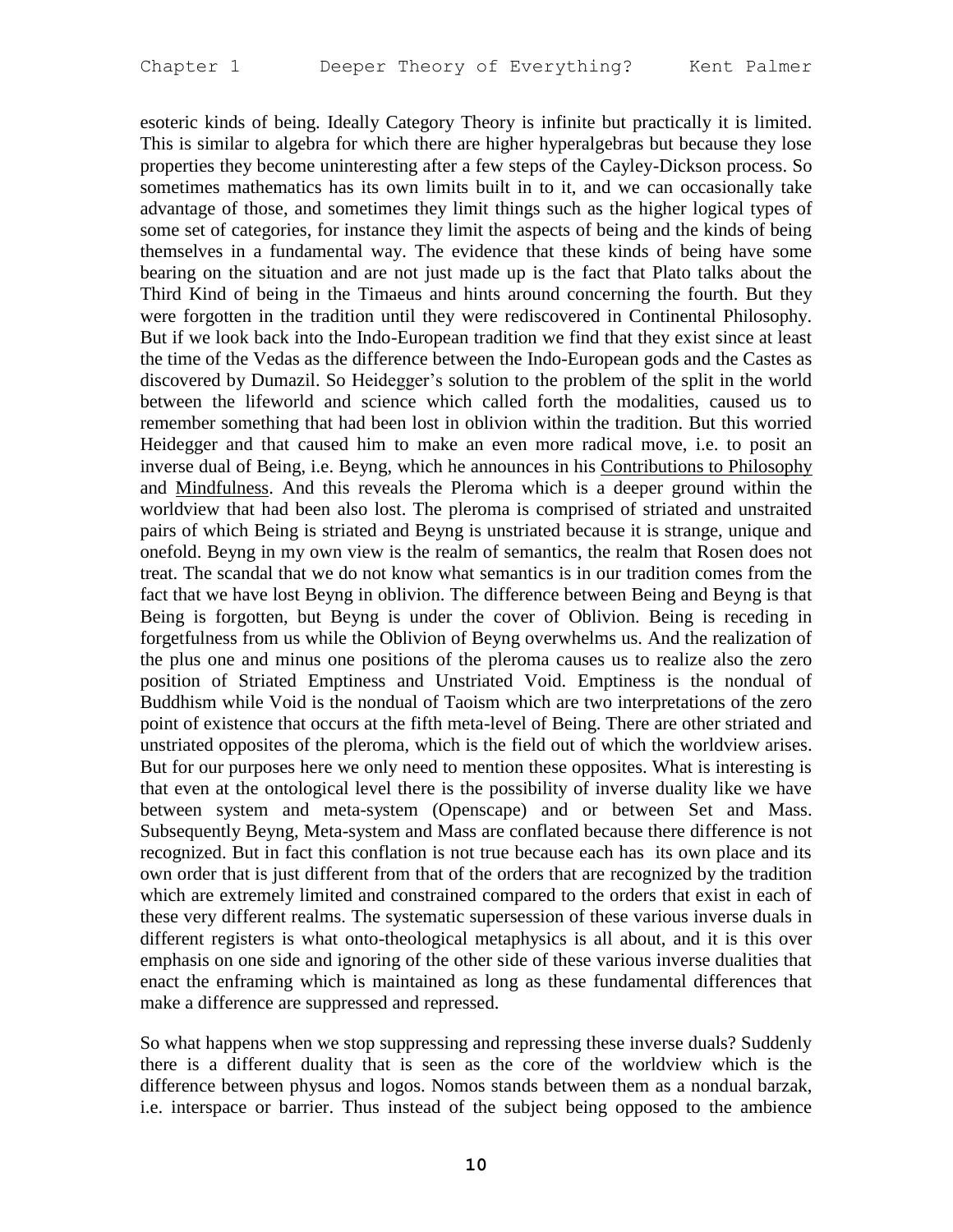esoteric kinds of being. Ideally Category Theory is infinite but practically it is limited. This is similar to algebra for which there are higher hyperalgebras but because they lose properties they become uninteresting after a few steps of the Cayley-Dickson process. So sometimes mathematics has its own limits built in to it, and we can occasionally take advantage of those, and sometimes they limit things such as the higher logical types of some set of categories, for instance they limit the aspects of being and the kinds of being themselves in a fundamental way. The evidence that these kinds of being have some bearing on the situation and are not just made up is the fact that Plato talks about the Third Kind of being in the Timaeus and hints around concerning the fourth. But they were forgotten in the tradition until they were rediscovered in Continental Philosophy. But if we look back into the Indo-European tradition we find that they exist since at least the time of the Vedas as the difference between the Indo-European gods and the Castes as discovered by Dumazil. So Heidegger's solution to the problem of the split in the world between the lifeworld and science which called forth the modalities, caused us to remember something that had been lost in oblivion within the tradition. But this worried Heidegger and that caused him to make an even more radical move, i.e. to posit an inverse dual of Being, i.e. Beyng, which he announces in his Contributions to Philosophy and Mindfulness. And this reveals the Pleroma which is a deeper ground within the worldview that had been also lost. The pleroma is comprised of striated and unstraited pairs of which Being is striated and Beyng is unstriated because it is strange, unique and onefold. Beyng in my own view is the realm of semantics, the realm that Rosen does not treat. The scandal that we do not know what semantics is in our tradition comes from the fact that we have lost Beyng in oblivion. The difference between Being and Beyng is that Being is forgotten, but Beyng is under the cover of Oblivion. Being is receding in forgetfulness from us while the Oblivion of Beyng overwhelms us. And the realization of the plus one and minus one positions of the pleroma causes us to realize also the zero position of Striated Emptiness and Unstriated Void. Emptiness is the nondual of Buddhism while Void is the nondual of Taoism which are two interpretations of the zero point of existence that occurs at the fifth meta-level of Being. There are other striated and unstriated opposites of the pleroma, which is the field out of which the worldview arises. But for our purposes here we only need to mention these opposites. What is interesting is that even at the ontological level there is the possibility of inverse duality like we have between system and meta-system (Openscape) and or between Set and Mass. Subsequently Beyng, Meta-system and Mass are conflated because there difference is not recognized. But in fact this conflation is not true because each has its own place and its own order that is just different from that of the orders that are recognized by the tradition which are extremely limited and constrained compared to the orders that exist in each of these very different realms. The systematic supersession of these various inverse duals in different registers is what onto-theological metaphysics is all about, and it is this over emphasis on one side and ignoring of the other side of these various inverse dualities that enact the enframing which is maintained as long as these fundamental differences that make a difference are suppressed and repressed.

So what happens when we stop suppressing and repressing these inverse duals? Suddenly there is a different duality that is seen as the core of the worldview which is the difference between physus and logos. Nomos stands between them as a nondual barzak, i.e. interspace or barrier. Thus instead of the subject being opposed to the ambience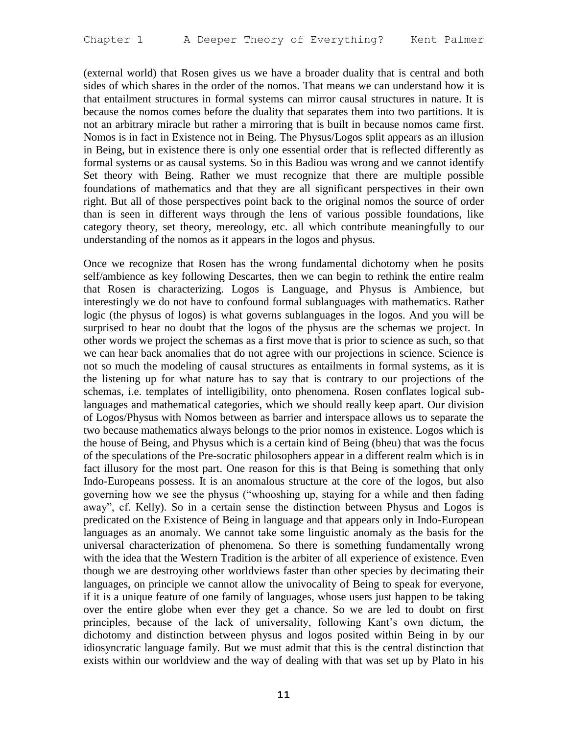(external world) that Rosen gives us we have a broader duality that is central and both sides of which shares in the order of the nomos. That means we can understand how it is that entailment structures in formal systems can mirror causal structures in nature. It is because the nomos comes before the duality that separates them into two partitions. It is not an arbitrary miracle but rather a mirroring that is built in because nomos came first. Nomos is in fact in Existence not in Being. The Physus/Logos split appears as an illusion in Being, but in existence there is only one essential order that is reflected differently as formal systems or as causal systems. So in this Badiou was wrong and we cannot identify Set theory with Being. Rather we must recognize that there are multiple possible foundations of mathematics and that they are all significant perspectives in their own right. But all of those perspectives point back to the original nomos the source of order than is seen in different ways through the lens of various possible foundations, like category theory, set theory, mereology, etc. all which contribute meaningfully to our understanding of the nomos as it appears in the logos and physus.

Once we recognize that Rosen has the wrong fundamental dichotomy when he posits self/ambience as key following Descartes, then we can begin to rethink the entire realm that Rosen is characterizing. Logos is Language, and Physus is Ambience, but interestingly we do not have to confound formal sublanguages with mathematics. Rather logic (the physus of logos) is what governs sublanguages in the logos. And you will be surprised to hear no doubt that the logos of the physus are the schemas we project. In other words we project the schemas as a first move that is prior to science as such, so that we can hear back anomalies that do not agree with our projections in science. Science is not so much the modeling of causal structures as entailments in formal systems, as it is the listening up for what nature has to say that is contrary to our projections of the schemas, i.e. templates of intelligibility, onto phenomena. Rosen conflates logical sub-languages and mathematical categories, which we should really keep apart. Our division of Logos/Physus with Nomos between as barrier and interspace allows us to separate the two because mathematics always belongs to the prior nomos in existence. Logos which is the house of Being, and Physus which is a certain kind of Being (bheu) that was the focus of the speculations of the Pre-socratic philosophers appear in a different realm which is in fact illusory for the most part. One reason for this is that Being is something that only Indo-Europeans possess. It is an anomalous structure at the core of the logos, but also governing how we see the physus ("whooshing up, staying for a while and then fading away", cf. Kelly). So in a certain sense the distinction between Physus and Logos is predicated on the Existence of Being in language and that appears only in Indo-European languages as an anomaly. We cannot take some linguistic anomaly as the basis for the universal characterization of phenomena. So there is something fundamentally wrong with the idea that the Western Tradition is the arbiter of all experience of existence. Even though we are destroying other worldviews faster than other species by decimating their languages, on principle we cannot allow the univocality of Being to speak for everyone, if it is a unique feature of one family of languages, whose users just happen to be taking over the entire globe when ever they get a chance. So we are led to doubt on first principles, because of the lack of universality, following Kant's own dictum, the dichotomy and distinction between physus and logos posited within Being in by our idiosyncratic language family. But we must admit that this is the central distinction that exists within our worldview and the way of dealing with that was set up by Plato in his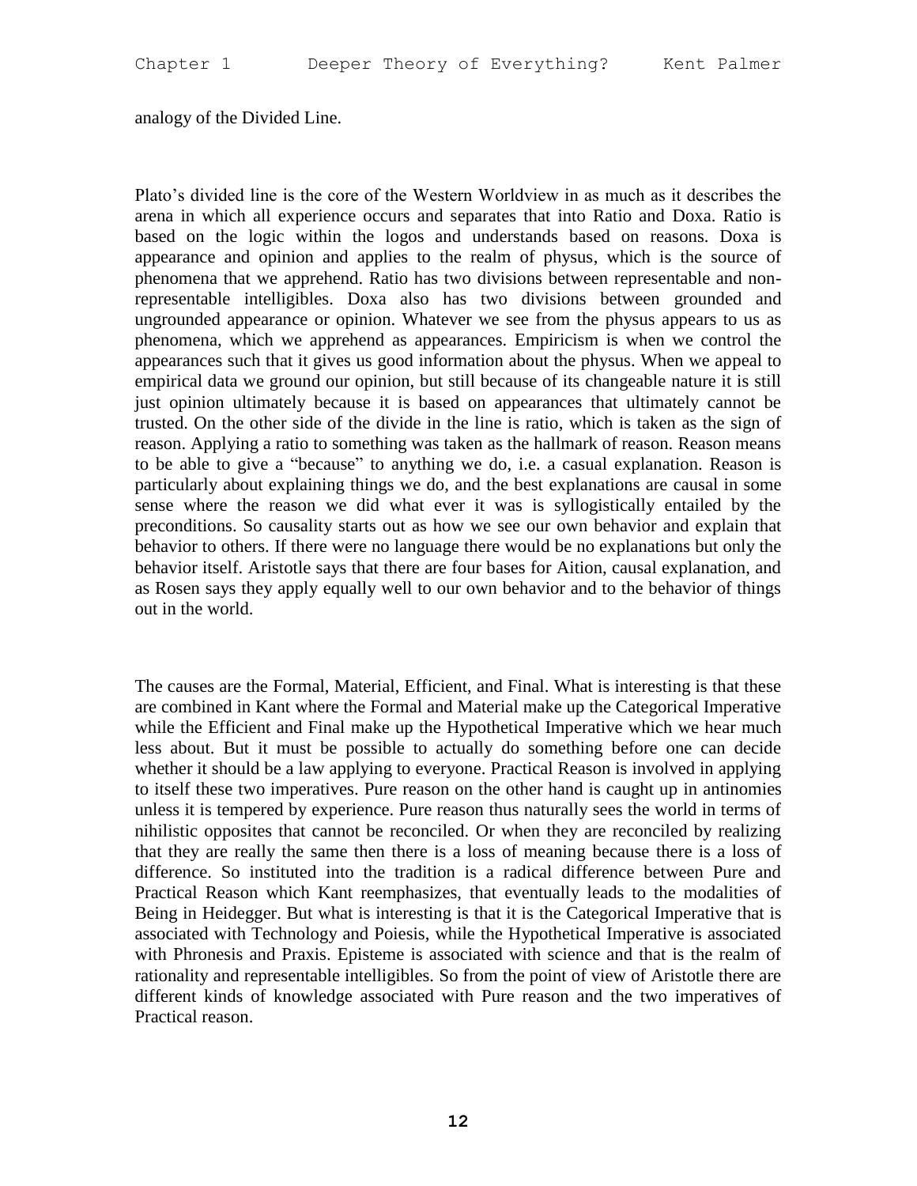analogy of the Divided Line.

Plato's divided line is the core of the Western Worldview in as much as it describes the arena in which all experience occurs and separates that into Ratio and Doxa. Ratio is based on the logic within the logos and understands based on reasons. Doxa is appearance and opinion and applies to the realm of physus, which is the source of phenomena that we apprehend. Ratio has two divisions between representable and non-representable intelligibles. Doxa also has two divisions between grounded and ungrounded appearance or opinion. Whatever we see from the physus appears to us as phenomena, which we apprehend as appearances. Empiricism is when we control the appearances such that it gives us good information about the physus. When we appeal to empirical data we ground our opinion, but still because of its changeable nature it is still just opinion ultimately because it is based on appearances that ultimately cannot be trusted. On the other side of the divide in the line is ratio, which is taken as the sign of reason. Applying a ratio to something was taken as the hallmark of reason. Reason means to be able to give a "because" to anything we do, i.e. a casual explanation. Reason is particularly about explaining things we do, and the best explanations are causal in some sense where the reason we did what ever it was is syllogistically entailed by the preconditions. So causality starts out as how we see our own behavior and explain that behavior to others. If there were no language there would be no explanations but only the behavior itself. Aristotle says that there are four bases for Aition, causal explanation, and as Rosen says they apply equally well to our own behavior and to the behavior of things out in the world.

The causes are the Formal, Material, Efficient, and Final. What is interesting is that these are combined in Kant where the Formal and Material make up the Categorical Imperative while the Efficient and Final make up the Hypothetical Imperative which we hear much less about. But it must be possible to actually do something before one can decide whether it should be a law applying to everyone. Practical Reason is involved in applying to itself these two imperatives. Pure reason on the other hand is caught up in antinomies unless it is tempered by experience. Pure reason thus naturally sees the world in terms of nihilistic opposites that cannot be reconciled. Or when they are reconciled by realizing that they are really the same then there is a loss of meaning because there is a loss of difference. So instituted into the tradition is a radical difference between Pure and Practical Reason which Kant reemphasizes, that eventually leads to the modalities of Being in Heidegger. But what is interesting is that it is the Categorical Imperative that is associated with Technology and Poiesis, while the Hypothetical Imperative is associated with Phronesis and Praxis. Episteme is associated with science and that is the realm of rationality and representable intelligibles. So from the point of view of Aristotle there are different kinds of knowledge associated with Pure reason and the two imperatives of Practical reason.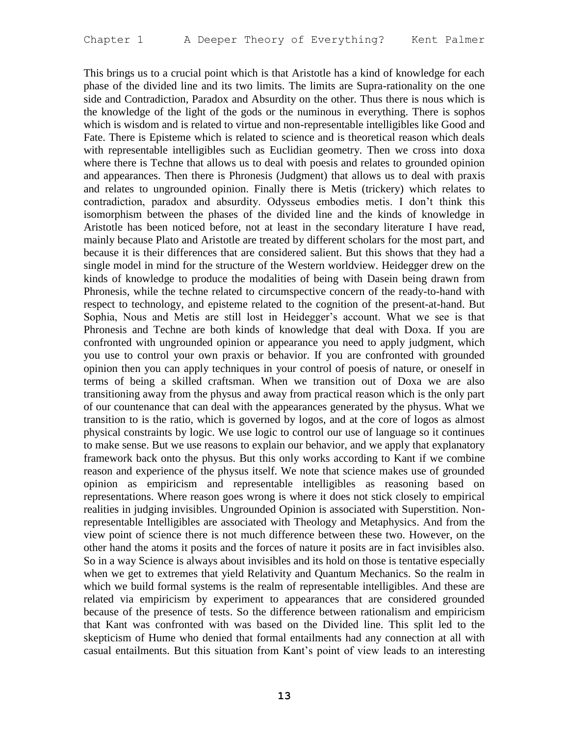This brings us to a crucial point which is that Aristotle has a kind of knowledge for each phase of the divided line and its two limits. The limits are Supra-rationality on the one side and Contradiction, Paradox and Absurdity on the other. Thus there is nous which is the knowledge of the light of the gods or the numinous in everything. There is sophos which is wisdom and is related to virtue and non-representable intelligibles like Good and Fate. There is Episteme which is related to science and is theoretical reason which deals with representable intelligibles such as Euclidian geometry. Then we cross into doxa where there is Techne that allows us to deal with poesis and relates to grounded opinion and appearances. Then there is Phronesis (Judgment) that allows us to deal with praxis and relates to ungrounded opinion. Finally there is Metis (trickery) which relates to contradiction, paradox and absurdity. Odysseus embodies metis. I don't think this isomorphism between the phases of the divided line and the kinds of knowledge in Aristotle has been noticed before, not at least in the secondary literature I have read, mainly because Plato and Aristotle are treated by different scholars for the most part, and because it is their differences that are considered salient. But this shows that they had a single model in mind for the structure of the Western worldview. Heidegger drew on the kinds of knowledge to produce the modalities of being with Dasein being drawn from Phronesis, while the techne related to circumspective concern of the ready-to-hand with respect to technology, and episteme related to the cognition of the present-at-hand. But Sophia, Nous and Metis are still lost in Heidegger's account. What we see is that Phronesis and Techne are both kinds of knowledge that deal with Doxa. If you are confronted with ungrounded opinion or appearance you need to apply judgment, which you use to control your own praxis or behavior. If you are confronted with grounded opinion then you can apply techniques in your control of poesis of nature, or oneself in terms of being a skilled craftsman. When we transition out of Doxa we are also transitioning away from the physus and away from practical reason which is the only part of our countenance that can deal with the appearances generated by the physus. What we transition to is the ratio, which is governed by logos, and at the core of logos as almost physical constraints by logic. We use logic to control our use of language so it continues to make sense. But we use reasons to explain our behavior, and we apply that explanatory framework back onto the physus. But this only works according to Kant if we combine reason and experience of the physus itself. We note that science makes use of grounded opinion as empiricism and representable intelligibles as reasoning based on representations. Where reason goes wrong is where it does not stick closely to empirical realities in judging invisibles. Ungrounded Opinion is associated with Superstition. Non-representable Intelligibles are associated with Theology and Metaphysics. And from the view point of science there is not much difference between these two. However, on the other hand the atoms it posits and the forces of nature it posits are in fact invisibles also. So in a way Science is always about invisibles and its hold on those is tentative especially when we get to extremes that yield Relativity and Quantum Mechanics. So the realm in which we build formal systems is the realm of representable intelligibles. And these are related via empiricism by experiment to appearances that are considered grounded because of the presence of tests. So the difference between rationalism and empiricism that Kant was confronted with was based on the Divided line. This split led to the skepticism of Hume who denied that formal entailments had any connection at all with casual entailments. But this situation from Kant's point of view leads to an interesting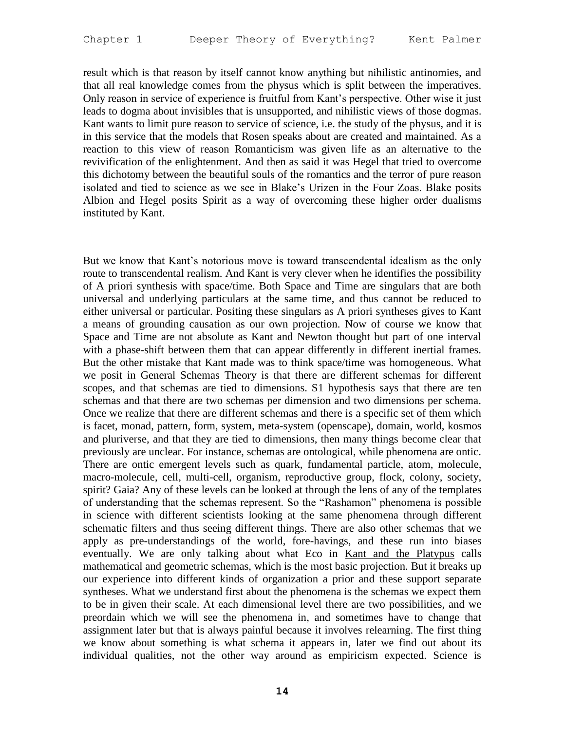result which is that reason by itself cannot know anything but nihilistic antinomies, and that all real knowledge comes from the physus which is split between the imperatives. Only reason in service of experience is fruitful from Kant's perspective. Other wise it just leads to dogma about invisibles that is unsupported, and nihilistic views of those dogmas. Kant wants to limit pure reason to service of science, i.e. the study of the physus, and it is in this service that the models that Rosen speaks about are created and maintained. As a reaction to this view of reason Romanticism was given life as an alternative to the revivification of the enlightenment. And then as said it was Hegel that tried to overcome this dichotomy between the beautiful souls of the romantics and the terror of pure reason isolated and tied to science as we see in Blake's Urizen in the Four Zoas. Blake posits Albion and Hegel posits Spirit as a way of overcoming these higher order dualisms instituted by Kant.

But we know that Kant's notorious move is toward transcendental idealism as the only route to transcendental realism. And Kant is very clever when he identifies the possibility of A priori synthesis with space/time. Both Space and Time are singulars that are both universal and underlying particulars at the same time, and thus cannot be reduced to either universal or particular. Positing these singulars as A priori syntheses gives to Kant a means of grounding causation as our own projection. Now of course we know that Space and Time are not absolute as Kant and Newton thought but part of one interval with a phase-shift between them that can appear differently in different inertial frames. But the other mistake that Kant made was to think space/time was homogeneous. What we posit in General Schemas Theory is that there are different schemas for different scopes, and that schemas are tied to dimensions. S1 hypothesis says that there are ten schemas and that there are two schemas per dimension and two dimensions per schema. Once we realize that there are different schemas and there is a specific set of them which is facet, monad, pattern, form, system, meta-system (openscape), domain, world, kosmos and pluriverse, and that they are tied to dimensions, then many things become clear that previously are unclear. For instance, schemas are ontological, while phenomena are ontic. There are ontic emergent levels such as quark, fundamental particle, atom, molecule, macro-molecule, cell, multi-cell, organism, reproductive group, flock, colony, society, spirit? Gaia? Any of these levels can be looked at through the lens of any of the templates of understanding that the schemas represent. So the "Rashamon" phenomena is possible in science with different scientists looking at the same phenomena through different schematic filters and thus seeing different things. There are also other schemas that we apply as pre-understandings of the world, fore-havings, and these run into biases eventually. We are only talking about what Eco in Kant and the Platypus calls mathematical and geometric schemas, which is the most basic projection. But it breaks up our experience into different kinds of organization a prior and these support separate syntheses. What we understand first about the phenomena is the schemas we expect them to be in given their scale. At each dimensional level there are two possibilities, and we preordain which we will see the phenomena in, and sometimes have to change that assignment later but that is always painful because it involves relearning. The first thing we know about something is what schema it appears in, later we find out about its individual qualities, not the other way around as empiricism expected. Science is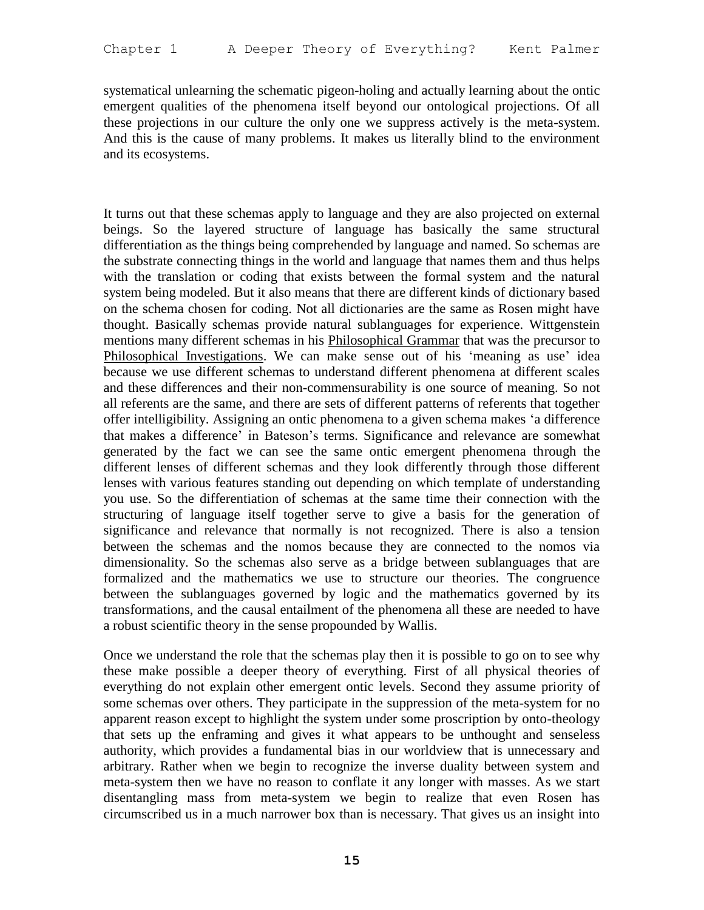systematical unlearning the schematic pigeon-holing and actually learning about the ontic emergent qualities of the phenomena itself beyond our ontological projections. Of all these projections in our culture the only one we suppress actively is the meta-system. And this is the cause of many problems. It makes us literally blind to the environment and its ecosystems.

It turns out that these schemas apply to language and they are also projected on external beings. So the layered structure of language has basically the same structural differentiation as the things being comprehended by language and named. So schemas are the substrate connecting things in the world and language that names them and thus helps with the translation or coding that exists between the formal system and the natural system being modeled. But it also means that there are different kinds of dictionary based on the schema chosen for coding. Not all dictionaries are the same as Rosen might have thought. Basically schemas provide natural sublanguages for experience. Wittgenstein mentions many different schemas in his Philosophical Grammar that was the precursor to Philosophical Investigations. We can make sense out of his 'meaning as use' idea because we use different schemas to understand different phenomena at different scales and these differences and their non-commensurability is one source of meaning. So not all referents are the same, and there are sets of different patterns of referents that together offer intelligibility. Assigning an ontic phenomena to a given schema makes 'a difference that makes a difference' in Bateson's terms. Significance and relevance are somewhat generated by the fact we can see the same ontic emergent phenomena through the different lenses of different schemas and they look differently through those different lenses with various features standing out depending on which template of understanding you use. So the differentiation of schemas at the same time their connection with the structuring of language itself together serve to give a basis for the generation of significance and relevance that normally is not recognized. There is also a tension between the schemas and the nomos because they are connected to the nomos via dimensionality. So the schemas also serve as a bridge between sublanguages that are formalized and the mathematics we use to structure our theories. The congruence between the sublanguages governed by logic and the mathematics governed by its transformations, and the causal entailment of the phenomena all these are needed to have a robust scientific theory in the sense propounded by Wallis.

Once we understand the role that the schemas play then it is possible to go on to see why these make possible a deeper theory of everything. First of all physical theories of everything do not explain other emergent ontic levels. Second they assume priority of some schemas over others. They participate in the suppression of the meta-system for no apparent reason except to highlight the system under some proscription by onto-theology that sets up the enframing and gives it what appears to be unthought and senseless authority, which provides a fundamental bias in our worldview that is unnecessary and arbitrary. Rather when we begin to recognize the inverse duality between system and meta-system then we have no reason to conflate it any longer with masses. As we start disentangling mass from meta-system we begin to realize that even Rosen has circumscribed us in a much narrower box than is necessary. That gives us an insight into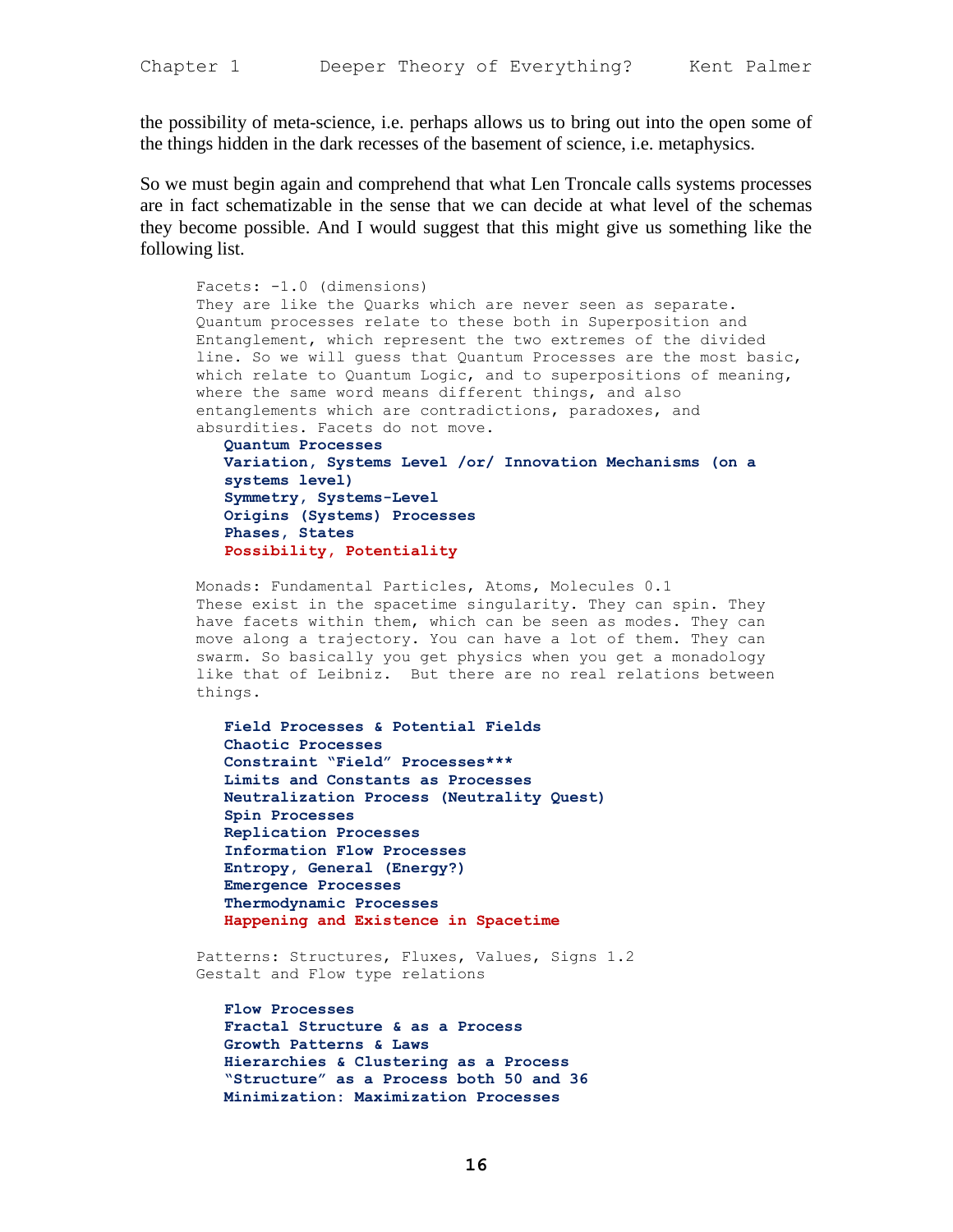the possibility of meta-science, i.e. perhaps allows us to bring out into the open some of the things hidden in the dark recesses of the basement of science, i.e. metaphysics.

So we must begin again and comprehend that what Len Troncale calls systems processes are in fact schematizable in the sense that we can decide at what level of the schemas they become possible. And I would suggest that this might give us something like the following list.

```
Facets: -1.0 (dimensions)
They are like the Quarks which are never seen as separate.
Quantum processes relate to these both in Superposition and
Entanglement, which represent the two extremes of the divided
line. So we will guess that Quantum Processes are the most basic,
which relate to Quantum Logic, and to superpositions of meaning,
where the same word means different things, and also
entanglements which are contradictions, paradoxes, and
absurdities. Facets do not move.
```

**Quantum Processes**
**Variation, Systems Level /or/ Innovation Mechanisms (on a systems level)**
**Symmetry, Systems-Level**
**Origins (Systems) Processes**
**Phases, States**
**Possibility, Potentiality**

```
Monads: Fundamental Particles, Atoms, Molecules 0.1
These exist in the spacetime singularity. They can spin. They
have facets within them, which can be seen as modes. They can
move along a trajectory. You can have a lot of them. They can
swarm. So basically you get physics when you get a monadology
like that of Leibniz.  But there are no real relations between
things.
```

**Field Processes & Potential Fields**
**Chaotic Processes**
**Constraint "Field" Processes*****
**Limits and Constants as Processes**
**Neutralization Process (Neutrality Quest)**
**Spin Processes**
**Replication Processes**
**Information Flow Processes**
**Entropy, General (Energy?)**
**Emergence Processes**
**Thermodynamic Processes**
**Happening and Existence in Spacetime**

```
Patterns: Structures, Fluxes, Values, Signs 1.2
Gestalt and Flow type relations
```

**Flow Processes**
**Fractal Structure & as a Process**
**Growth Patterns & Laws**
**Hierarchies & Clustering as a Process**
**"Structure" as a Process both 50 and 36**
**Minimization: Maximization Processes**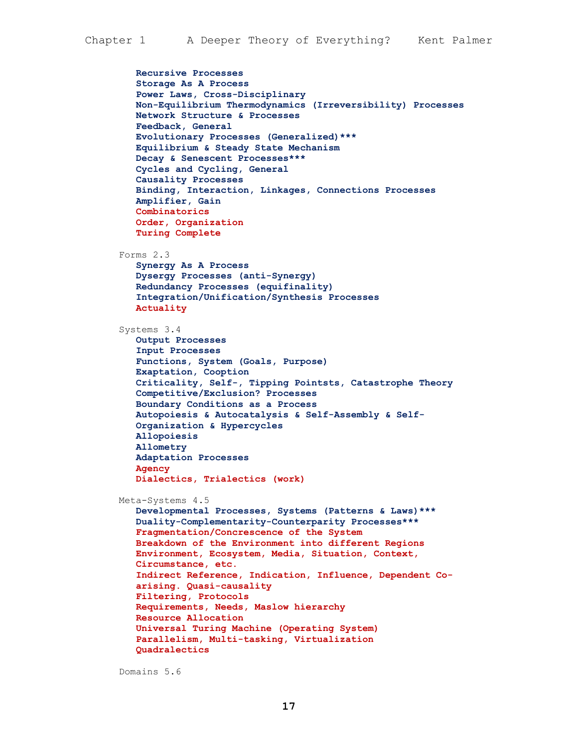**Recursive Processes**
**Storage As A Process**
**Power Laws, Cross-Disciplinary**
**Non-Equilibrium Thermodynamics (Irreversibility) Processes**
**Network Structure & Processes**
**Feedback, General**
**Evolutionary Processes (Generalized)***
**Equilibrium & Steady State Mechanism**
**Decay & Senescent Processes*****
**Cycles and Cycling, General**
**Causality Processes**
**Binding, Interaction, Linkages, Connections Processes**
**Amplifier, Gain**
**Combinatorics**
**Order, Organization**
**Turing Complete**

Forms 2.3

**Synergy As A Process**
**Dysergy Processes (anti-Synergy)**
**Redundancy Processes (equifinality)**
**Integration/Unification/Synthesis Processes**
**Actuality**

Systems 3.4

**Output Processes**
**Input Processes**
**Functions, System (Goals, Purpose)**
**Exaptation, Cooption**
**Criticality, Self-, Tipping Pointsts, Catastrophe Theory**
**Competitive/Exclusion? Processes**
**Boundary Conditions as a Process**
**Autopoiesis & Autocatalysis & Self-Assembly & Self-Organization & Hypercycles**
**Allopoiesis**
**Allometry**
**Adaptation Processes**
**Agency**
**Dialectics, Trialectics (work)**

Meta-Systems 4.5

**Developmental Processes, Systems (Patterns & Laws)*****
**Duality-Complementarity-Counterparity Processes*****
**Fragmentation/Concrescence of the System**
**Breakdown of the Environment into different Regions**
**Environment, Ecosystem, Media, Situation, Context, Circumstance, etc.**
**Indirect Reference, Indication, Influence, Dependent Co-arising. Quasi-causality**
**Filtering, Protocols**
**Requirements, Needs, Maslow hierarchy**
**Resource Allocation**
**Universal Turing Machine (Operating System)**
**Parallelism, Multi-tasking, Virtualization**
**Quadralectics**

Domains 5.6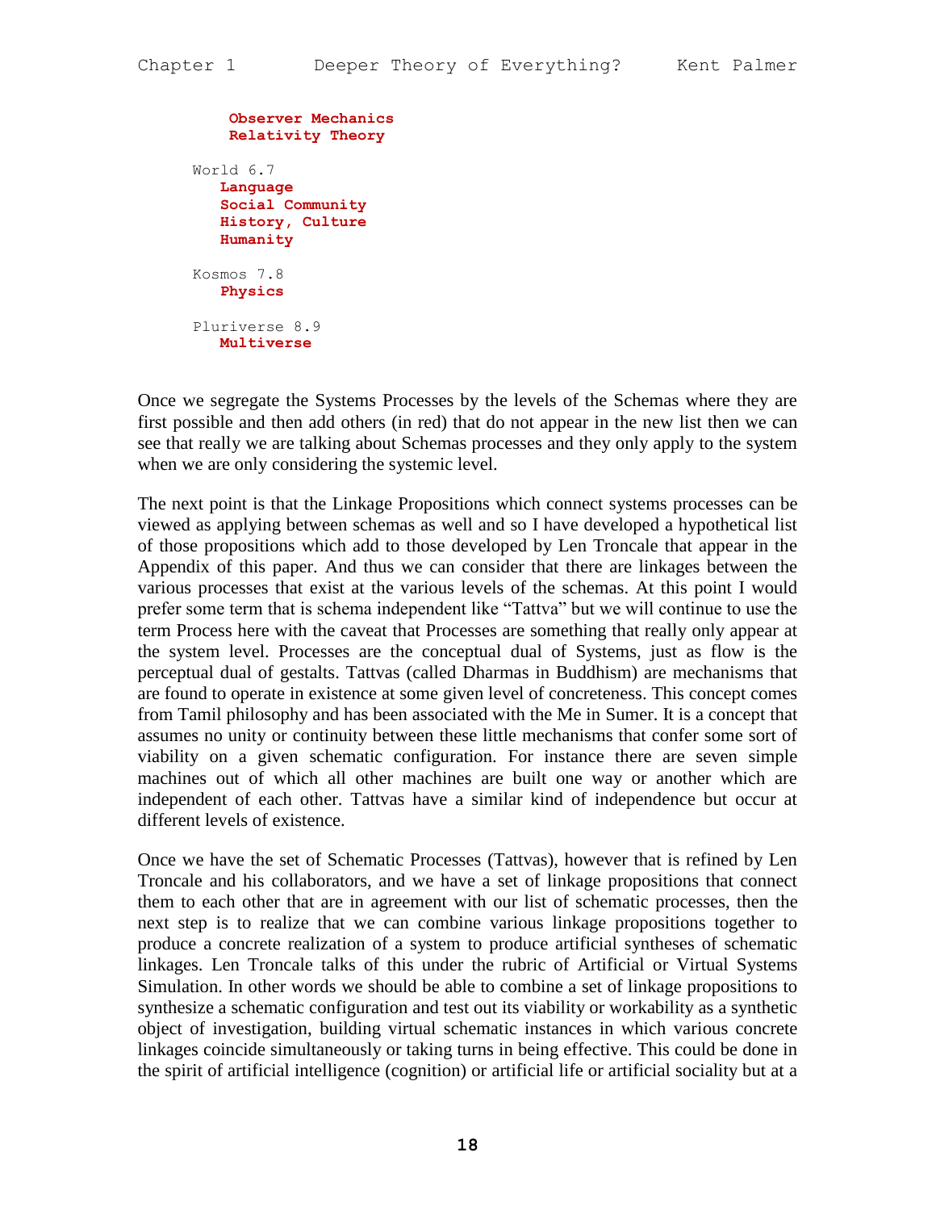**Observer Mechanics**
**Relativity Theory**

World 6.7
- **Language**
- **Social Community**
- **History, Culture**
- **Humanity**

Kosmos 7.8
- **Physics**

Pluriverse 8.9
- **Multiverse**

Once we segregate the Systems Processes by the levels of the Schemas where they are first possible and then add others (in red) that do not appear in the new list then we can see that really we are talking about Schemas processes and they only apply to the system when we are only considering the systemic level.

The next point is that the Linkage Propositions which connect systems processes can be viewed as applying between schemas as well and so I have developed a hypothetical list of those propositions which add to those developed by Len Troncale that appear in the Appendix of this paper. And thus we can consider that there are linkages between the various processes that exist at the various levels of the schemas. At this point I would prefer some term that is schema independent like "Tattva" but we will continue to use the term Process here with the caveat that Processes are something that really only appear at the system level. Processes are the conceptual dual of Systems, just as flow is the perceptual dual of gestalts. Tattvas (called Dharmas in Buddhism) are mechanisms that are found to operate in existence at some given level of concreteness. This concept comes from Tamil philosophy and has been associated with the Me in Sumer. It is a concept that assumes no unity or continuity between these little mechanisms that confer some sort of viability on a given schematic configuration. For instance there are seven simple machines out of which all other machines are built one way or another which are independent of each other. Tattvas have a similar kind of independence but occur at different levels of existence.

Once we have the set of Schematic Processes (Tattvas), however that is refined by Len Troncale and his collaborators, and we have a set of linkage propositions that connect them to each other that are in agreement with our list of schematic processes, then the next step is to realize that we can combine various linkage propositions together to produce a concrete realization of a system to produce artificial syntheses of schematic linkages. Len Troncale talks of this under the rubric of Artificial or Virtual Systems Simulation. In other words we should be able to combine a set of linkage propositions to synthesize a schematic configuration and test out its viability or workability as a synthetic object of investigation, building virtual schematic instances in which various concrete linkages coincide simultaneously or taking turns in being effective. This could be done in the spirit of artificial intelligence (cognition) or artificial life or artificial sociality but at a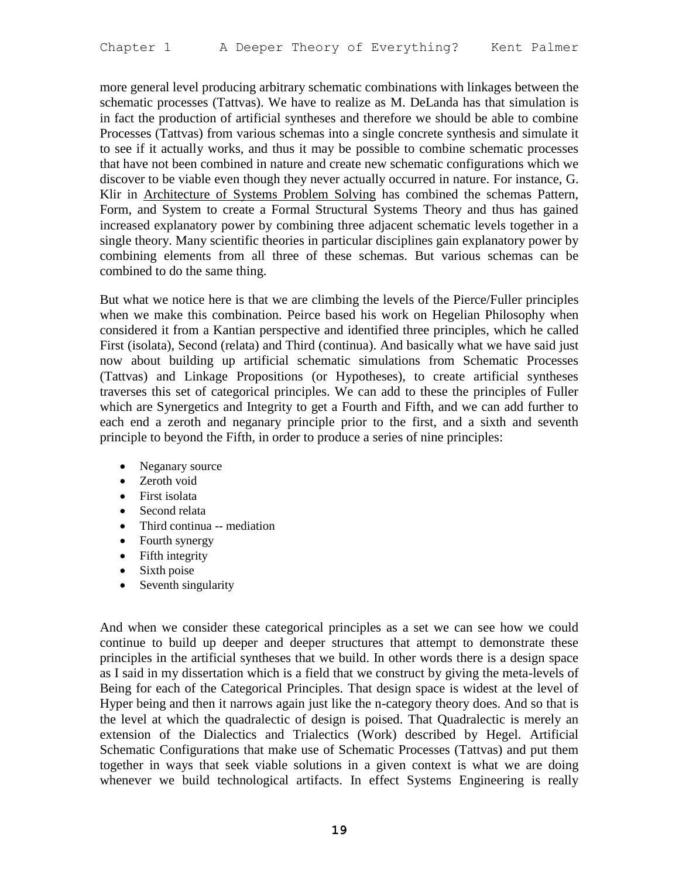more general level producing arbitrary schematic combinations with linkages between the schematic processes (Tattvas). We have to realize as M. DeLanda has that simulation is in fact the production of artificial syntheses and therefore we should be able to combine Processes (Tattvas) from various schemas into a single concrete synthesis and simulate it to see if it actually works, and thus it may be possible to combine schematic processes that have not been combined in nature and create new schematic configurations which we discover to be viable even though they never actually occurred in nature. For instance, G. Klir in Architecture of Systems Problem Solving has combined the schemas Pattern, Form, and System to create a Formal Structural Systems Theory and thus has gained increased explanatory power by combining three adjacent schematic levels together in a single theory. Many scientific theories in particular disciplines gain explanatory power by combining elements from all three of these schemas. But various schemas can be combined to do the same thing.

But what we notice here is that we are climbing the levels of the Pierce/Fuller principles when we make this combination. Peirce based his work on Hegelian Philosophy when considered it from a Kantian perspective and identified three principles, which he called First (isolata), Second (relata) and Third (continua). And basically what we have said just now about building up artificial schematic simulations from Schematic Processes (Tattvas) and Linkage Propositions (or Hypotheses), to create artificial syntheses traverses this set of categorical principles. We can add to these the principles of Fuller which are Synergetics and Integrity to get a Fourth and Fifth, and we can add further to each end a zeroth and neganary principle prior to the first, and a sixth and seventh principle to beyond the Fifth, in order to produce a series of nine principles:

- Neganary source
- Zeroth void
- First isolata
- Second relata
- Third continua -- mediation
- Fourth synergy
- Fifth integrity
- Sixth poise
- Seventh singularity

And when we consider these categorical principles as a set we can see how we could continue to build up deeper and deeper structures that attempt to demonstrate these principles in the artificial syntheses that we build. In other words there is a design space as I said in my dissertation which is a field that we construct by giving the meta-levels of Being for each of the Categorical Principles. That design space is widest at the level of Hyper being and then it narrows again just like the n-category theory does. And so that is the level at which the quadralectic of design is poised. That Quadralectic is merely an extension of the Dialectics and Trialectics (Work) described by Hegel. Artificial Schematic Configurations that make use of Schematic Processes (Tattvas) and put them together in ways that seek viable solutions in a given context is what we are doing whenever we build technological artifacts. In effect Systems Engineering is really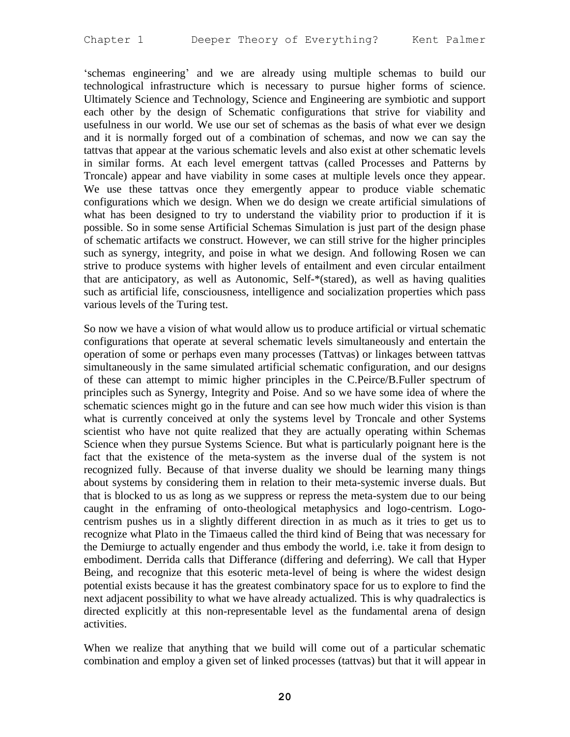'schemas engineering' and we are already using multiple schemas to build our technological infrastructure which is necessary to pursue higher forms of science. Ultimately Science and Technology, Science and Engineering are symbiotic and support each other by the design of Schematic configurations that strive for viability and usefulness in our world. We use our set of schemas as the basis of what ever we design and it is normally forged out of a combination of schemas, and now we can say the tattvas that appear at the various schematic levels and also exist at other schematic levels in similar forms. At each level emergent tattvas (called Processes and Patterns by Troncale) appear and have viability in some cases at multiple levels once they appear. We use these tattvas once they emergently appear to produce viable schematic configurations which we design. When we do design we create artificial simulations of what has been designed to try to understand the viability prior to production if it is possible. So in some sense Artificial Schemas Simulation is just part of the design phase of schematic artifacts we construct. However, we can still strive for the higher principles such as synergy, integrity, and poise in what we design. And following Rosen we can strive to produce systems with higher levels of entailment and even circular entailment that are anticipatory, as well as Autonomic, Self-*(stared), as well as having qualities such as artificial life, consciousness, intelligence and socialization properties which pass various levels of the Turing test.

So now we have a vision of what would allow us to produce artificial or virtual schematic configurations that operate at several schematic levels simultaneously and entertain the operation of some or perhaps even many processes (Tattvas) or linkages between tattvas simultaneously in the same simulated artificial schematic configuration, and our designs of these can attempt to mimic higher principles in the C.Peirce/B.Fuller spectrum of principles such as Synergy, Integrity and Poise. And so we have some idea of where the schematic sciences might go in the future and can see how much wider this vision is than what is currently conceived at only the systems level by Troncale and other Systems scientist who have not quite realized that they are actually operating within Schemas Science when they pursue Systems Science. But what is particularly poignant here is the fact that the existence of the meta-system as the inverse dual of the system is not recognized fully. Because of that inverse duality we should be learning many things about systems by considering them in relation to their meta-systemic inverse duals. But that is blocked to us as long as we suppress or repress the meta-system due to our being caught in the enframing of onto-theological metaphysics and logo-centrism. Logo-centrism pushes us in a slightly different direction in as much as it tries to get us to recognize what Plato in the Timaeus called the third kind of Being that was necessary for the Demiurge to actually engender and thus embody the world, i.e. take it from design to embodiment. Derrida calls that Differance (differing and deferring). We call that Hyper Being, and recognize that this esoteric meta-level of being is where the widest design potential exists because it has the greatest combinatory space for us to explore to find the next adjacent possibility to what we have already actualized. This is why quadralectics is directed explicitly at this non-representable level as the fundamental arena of design activities.

When we realize that anything that we build will come out of a particular schematic combination and employ a given set of linked processes (tattvas) but that it will appear in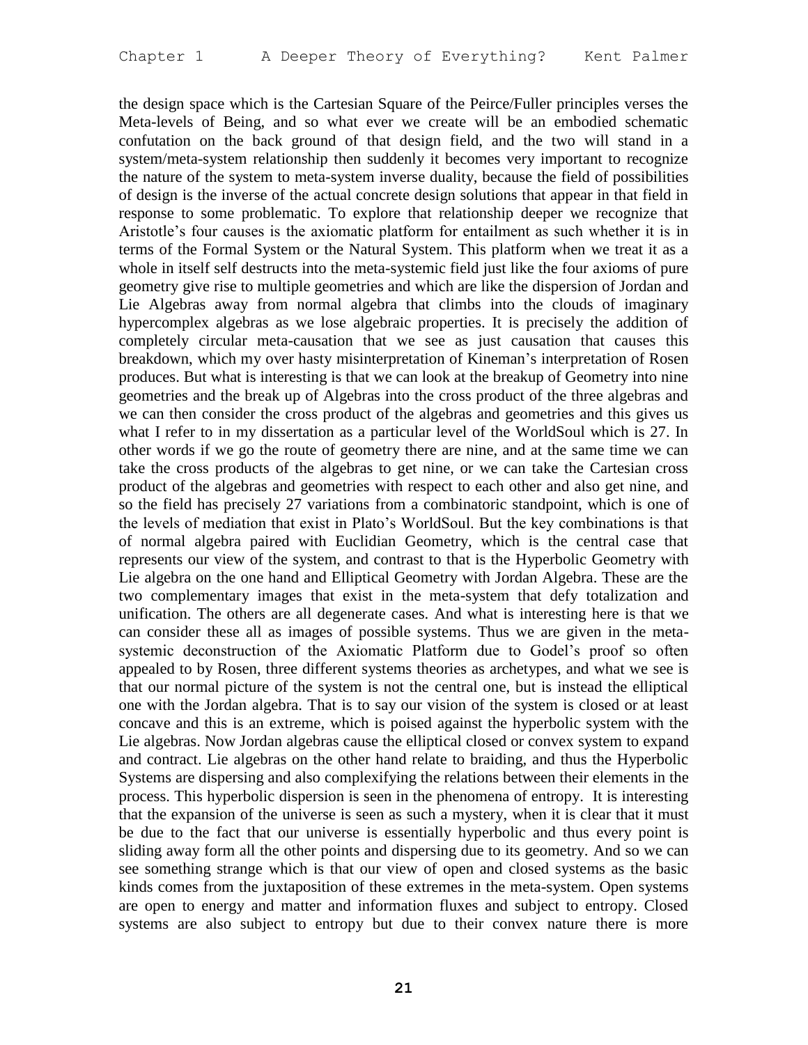the design space which is the Cartesian Square of the Peirce/Fuller principles verses the Meta-levels of Being, and so what ever we create will be an embodied schematic confutation on the back ground of that design field, and the two will stand in a system/meta-system relationship then suddenly it becomes very important to recognize the nature of the system to meta-system inverse duality, because the field of possibilities of design is the inverse of the actual concrete design solutions that appear in that field in response to some problematic. To explore that relationship deeper we recognize that Aristotle's four causes is the axiomatic platform for entailment as such whether it is in terms of the Formal System or the Natural System. This platform when we treat it as a whole in itself self destructs into the meta-systemic field just like the four axioms of pure geometry give rise to multiple geometries and which are like the dispersion of Jordan and Lie Algebras away from normal algebra that climbs into the clouds of imaginary hypercomplex algebras as we lose algebraic properties. It is precisely the addition of completely circular meta-causation that we see as just causation that causes this breakdown, which my over hasty misinterpretation of Kineman's interpretation of Rosen produces. But what is interesting is that we can look at the breakup of Geometry into nine geometries and the break up of Algebras into the cross product of the three algebras and we can then consider the cross product of the algebras and geometries and this gives us what I refer to in my dissertation as a particular level of the WorldSoul which is 27. In other words if we go the route of geometry there are nine, and at the same time we can take the cross products of the algebras to get nine, or we can take the Cartesian cross product of the algebras and geometries with respect to each other and also get nine, and so the field has precisely 27 variations from a combinatoric standpoint, which is one of the levels of mediation that exist in Plato's WorldSoul. But the key combinations is that of normal algebra paired with Euclidian Geometry, which is the central case that represents our view of the system, and contrast to that is the Hyperbolic Geometry with Lie algebra on the one hand and Elliptical Geometry with Jordan Algebra. These are the two complementary images that exist in the meta-system that defy totalization and unification. The others are all degenerate cases. And what is interesting here is that we can consider these all as images of possible systems. Thus we are given in the meta-systemic deconstruction of the Axiomatic Platform due to Godel's proof so often appealed to by Rosen, three different systems theories as archetypes, and what we see is that our normal picture of the system is not the central one, but is instead the elliptical one with the Jordan algebra. That is to say our vision of the system is closed or at least concave and this is an extreme, which is poised against the hyperbolic system with the Lie algebras. Now Jordan algebras cause the elliptical closed or convex system to expand and contract. Lie algebras on the other hand relate to braiding, and thus the Hyperbolic Systems are dispersing and also complexifying the relations between their elements in the process. This hyperbolic dispersion is seen in the phenomena of entropy. It is interesting that the expansion of the universe is seen as such a mystery, when it is clear that it must be due to the fact that our universe is essentially hyperbolic and thus every point is sliding away form all the other points and dispersing due to its geometry. And so we can see something strange which is that our view of open and closed systems as the basic kinds comes from the juxtaposition of these extremes in the meta-system. Open systems are open to energy and matter and information fluxes and subject to entropy. Closed systems are also subject to entropy but due to their convex nature there is more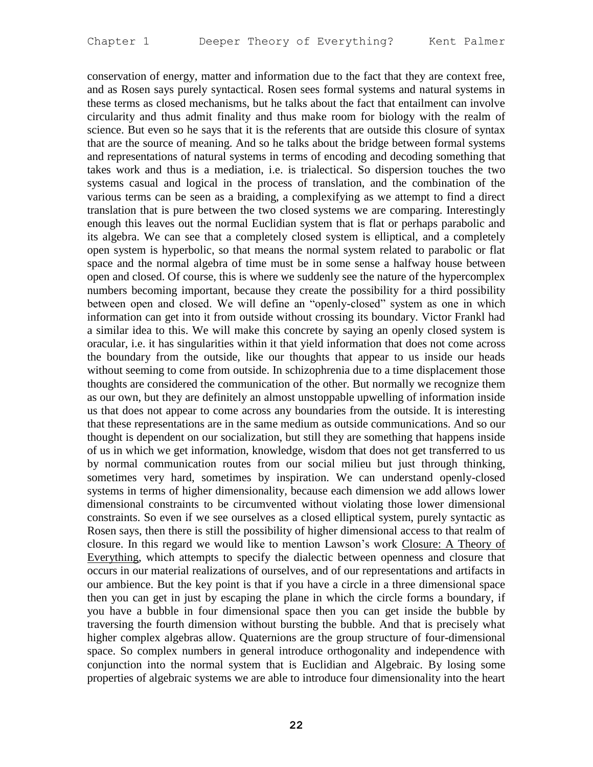conservation of energy, matter and information due to the fact that they are context free, and as Rosen says purely syntactical. Rosen sees formal systems and natural systems in these terms as closed mechanisms, but he talks about the fact that entailment can involve circularity and thus admit finality and thus make room for biology with the realm of science. But even so he says that it is the referents that are outside this closure of syntax that are the source of meaning. And so he talks about the bridge between formal systems and representations of natural systems in terms of encoding and decoding something that takes work and thus is a mediation, i.e. is trialectical. So dispersion touches the two systems casual and logical in the process of translation, and the combination of the various terms can be seen as a braiding, a complexifying as we attempt to find a direct translation that is pure between the two closed systems we are comparing. Interestingly enough this leaves out the normal Euclidian system that is flat or perhaps parabolic and its algebra. We can see that a completely closed system is elliptical, and a completely open system is hyperbolic, so that means the normal system related to parabolic or flat space and the normal algebra of time must be in some sense a halfway house between open and closed. Of course, this is where we suddenly see the nature of the hypercomplex numbers becoming important, because they create the possibility for a third possibility between open and closed. We will define an "openly-closed" system as one in which information can get into it from outside without crossing its boundary. Victor Frankl had a similar idea to this. We will make this concrete by saying an openly closed system is oracular, i.e. it has singularities within it that yield information that does not come across the boundary from the outside, like our thoughts that appear to us inside our heads without seeming to come from outside. In schizophrenia due to a time displacement those thoughts are considered the communication of the other. But normally we recognize them as our own, but they are definitely an almost unstoppable upwelling of information inside us that does not appear to come across any boundaries from the outside. It is interesting that these representations are in the same medium as outside communications. And so our thought is dependent on our socialization, but still they are something that happens inside of us in which we get information, knowledge, wisdom that does not get transferred to us by normal communication routes from our social milieu but just through thinking, sometimes very hard, sometimes by inspiration. We can understand openly-closed systems in terms of higher dimensionality, because each dimension we add allows lower dimensional constraints to be circumvented without violating those lower dimensional constraints. So even if we see ourselves as a closed elliptical system, purely syntactic as Rosen says, then there is still the possibility of higher dimensional access to that realm of closure. In this regard we would like to mention Lawson's work Closure: A Theory of Everything, which attempts to specify the dialectic between openness and closure that occurs in our material realizations of ourselves, and of our representations and artifacts in our ambience. But the key point is that if you have a circle in a three dimensional space then you can get in just by escaping the plane in which the circle forms a boundary, if you have a bubble in four dimensional space then you can get inside the bubble by traversing the fourth dimension without bursting the bubble. And that is precisely what higher complex algebras allow. Quaternions are the group structure of four-dimensional space. So complex numbers in general introduce orthogonality and independence with conjunction into the normal system that is Euclidian and Algebraic. By losing some properties of algebraic systems we are able to introduce four dimensionality into the heart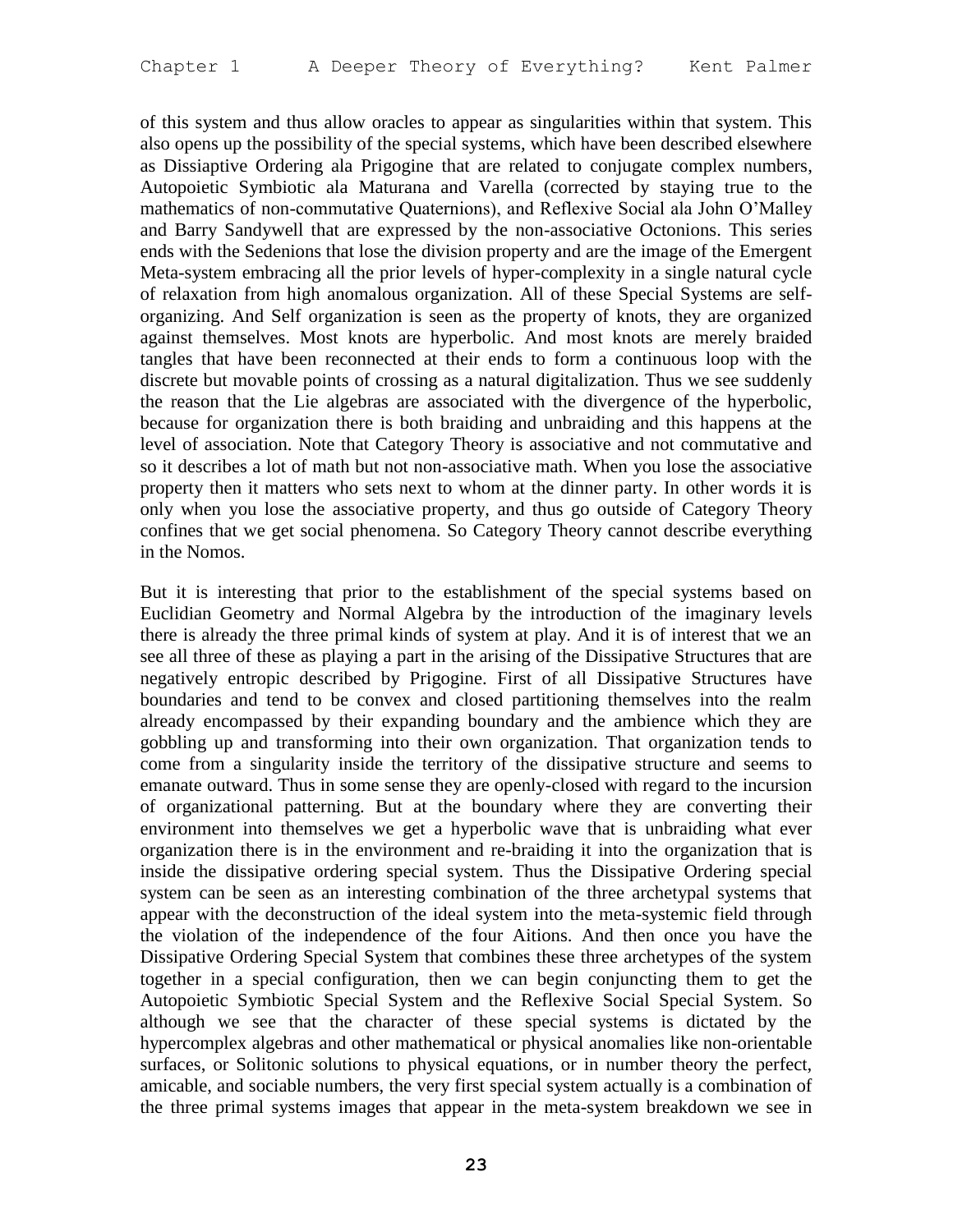of this system and thus allow oracles to appear as singularities within that system. This also opens up the possibility of the special systems, which have been described elsewhere as Dissiaptive Ordering ala Prigogine that are related to conjugate complex numbers, Autopoietic Symbiotic ala Maturana and Varella (corrected by staying true to the mathematics of non-commutative Quaternions), and Reflexive Social ala John O'Malley and Barry Sandywell that are expressed by the non-associative Octonions. This series ends with the Sedenions that lose the division property and are the image of the Emergent Meta-system embracing all the prior levels of hyper-complexity in a single natural cycle of relaxation from high anomalous organization. All of these Special Systems are self-organizing. And Self organization is seen as the property of knots, they are organized against themselves. Most knots are hyperbolic. And most knots are merely braided tangles that have been reconnected at their ends to form a continuous loop with the discrete but movable points of crossing as a natural digitalization. Thus we see suddenly the reason that the Lie algebras are associated with the divergence of the hyperbolic, because for organization there is both braiding and unbraiding and this happens at the level of association. Note that Category Theory is associative and not commutative and so it describes a lot of math but not non-associative math. When you lose the associative property then it matters who sets next to whom at the dinner party. In other words it is only when you lose the associative property, and thus go outside of Category Theory confines that we get social phenomena. So Category Theory cannot describe everything in the Nomos.

But it is interesting that prior to the establishment of the special systems based on Euclidian Geometry and Normal Algebra by the introduction of the imaginary levels there is already the three primal kinds of system at play. And it is of interest that we an see all three of these as playing a part in the arising of the Dissipative Structures that are negatively entropic described by Prigogine. First of all Dissipative Structures have boundaries and tend to be convex and closed partitioning themselves into the realm already encompassed by their expanding boundary and the ambience which they are gobbling up and transforming into their own organization. That organization tends to come from a singularity inside the territory of the dissipative structure and seems to emanate outward. Thus in some sense they are openly-closed with regard to the incursion of organizational patterning. But at the boundary where they are converting their environment into themselves we get a hyperbolic wave that is unbraiding what ever organization there is in the environment and re-braiding it into the organization that is inside the dissipative ordering special system. Thus the Dissipative Ordering special system can be seen as an interesting combination of the three archetypal systems that appear with the deconstruction of the ideal system into the meta-systemic field through the violation of the independence of the four Aitions. And then once you have the Dissipative Ordering Special System that combines these three archetypes of the system together in a special configuration, then we can begin conjuncting them to get the Autopoietic Symbiotic Special System and the Reflexive Social Special System. So although we see that the character of these special systems is dictated by the hypercomplex algebras and other mathematical or physical anomalies like non-orientable surfaces, or Solitonic solutions to physical equations, or in number theory the perfect, amicable, and sociable numbers, the very first special system actually is a combination of the three primal systems images that appear in the meta-system breakdown we see in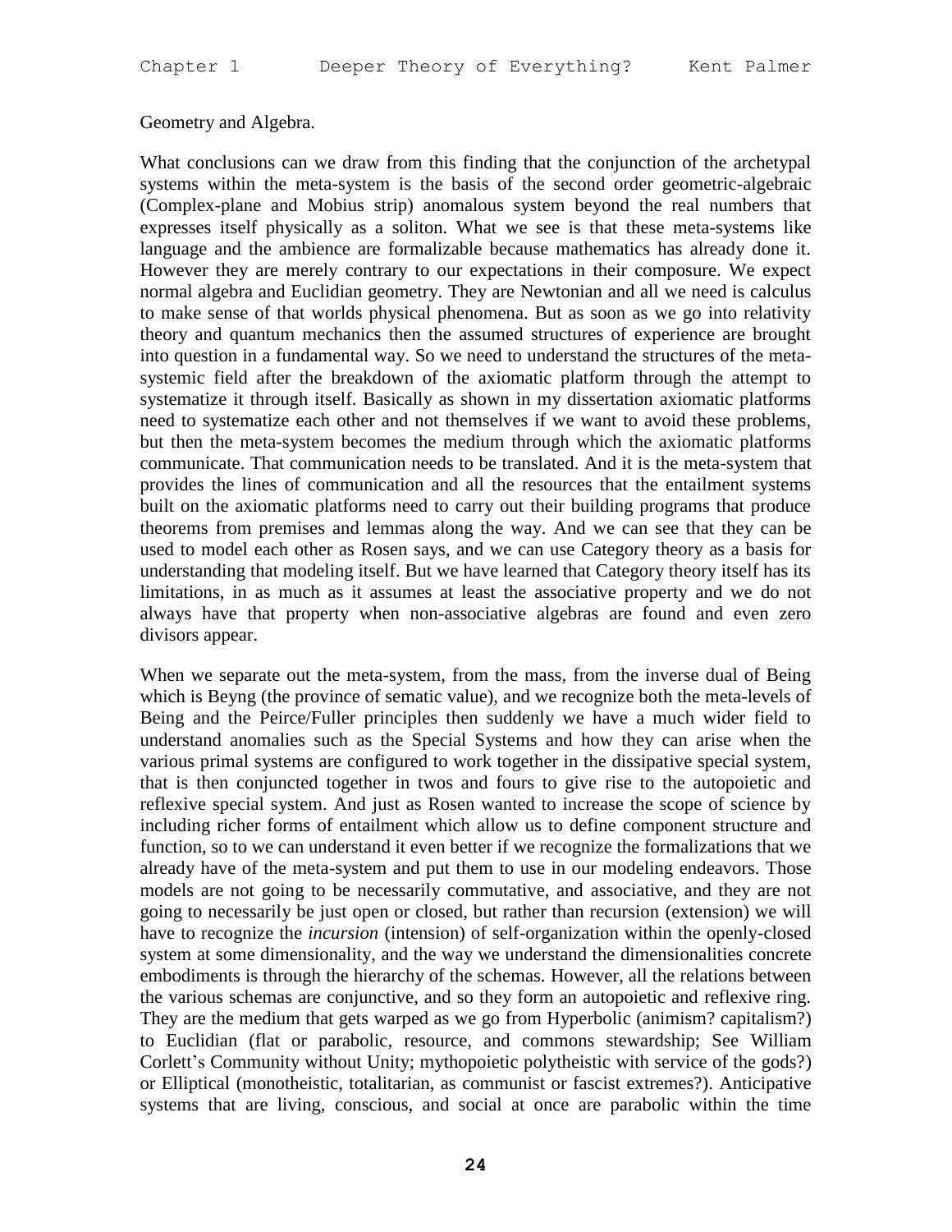Geometry and Algebra.

What conclusions can we draw from this finding that the conjunction of the archetypal systems within the meta-system is the basis of the second order geometric-algebraic (Complex-plane and Mobius strip) anomalous system beyond the real numbers that expresses itself physically as a soliton. What we see is that these meta-systems like language and the ambience are formalizable because mathematics has already done it. However they are merely contrary to our expectations in their composure. We expect normal algebra and Euclidian geometry. They are Newtonian and all we need is calculus to make sense of that worlds physical phenomena. But as soon as we go into relativity theory and quantum mechanics then the assumed structures of experience are brought into question in a fundamental way. So we need to understand the structures of the meta-systemic field after the breakdown of the axiomatic platform through the attempt to systematize it through itself. Basically as shown in my dissertation axiomatic platforms need to systematize each other and not themselves if we want to avoid these problems, but then the meta-system becomes the medium through which the axiomatic platforms communicate. That communication needs to be translated. And it is the meta-system that provides the lines of communication and all the resources that the entailment systems built on the axiomatic platforms need to carry out their building programs that produce theorems from premises and lemmas along the way. And we can see that they can be used to model each other as Rosen says, and we can use Category theory as a basis for understanding that modeling itself. But we have learned that Category theory itself has its limitations, in as much as it assumes at least the associative property and we do not always have that property when non-associative algebras are found and even zero divisors appear.

When we separate out the meta-system, from the mass, from the inverse dual of Being which is Beyng (the province of sematic value), and we recognize both the meta-levels of Being and the Peirce/Fuller principles then suddenly we have a much wider field to understand anomalies such as the Special Systems and how they can arise when the various primal systems are configured to work together in the dissipative special system, that is then conjuncted together in twos and fours to give rise to the autopoietic and reflexive special system. And just as Rosen wanted to increase the scope of science by including richer forms of entailment which allow us to define component structure and function, so to we can understand it even better if we recognize the formalizations that we already have of the meta-system and put them to use in our modeling endeavors. Those models are not going to be necessarily commutative, and associative, and they are not going to necessarily be just open or closed, but rather than recursion (extension) we will have to recognize the *incursion* (intension) of self-organization within the openly-closed system at some dimensionality, and the way we understand the dimensionalities concrete embodiments is through the hierarchy of the schemas. However, all the relations between the various schemas are conjunctive, and so they form an autopoietic and reflexive ring. They are the medium that gets warped as we go from Hyperbolic (animism? capitalism?) to Euclidian (flat or parabolic, resource, and commons stewardship; See William Corlett's Community without Unity; mythopoietic polytheistic with service of the gods?) or Elliptical (monotheistic, totalitarian, as communist or fascist extremes?). Anticipative systems that are living, conscious, and social at once are parabolic within the time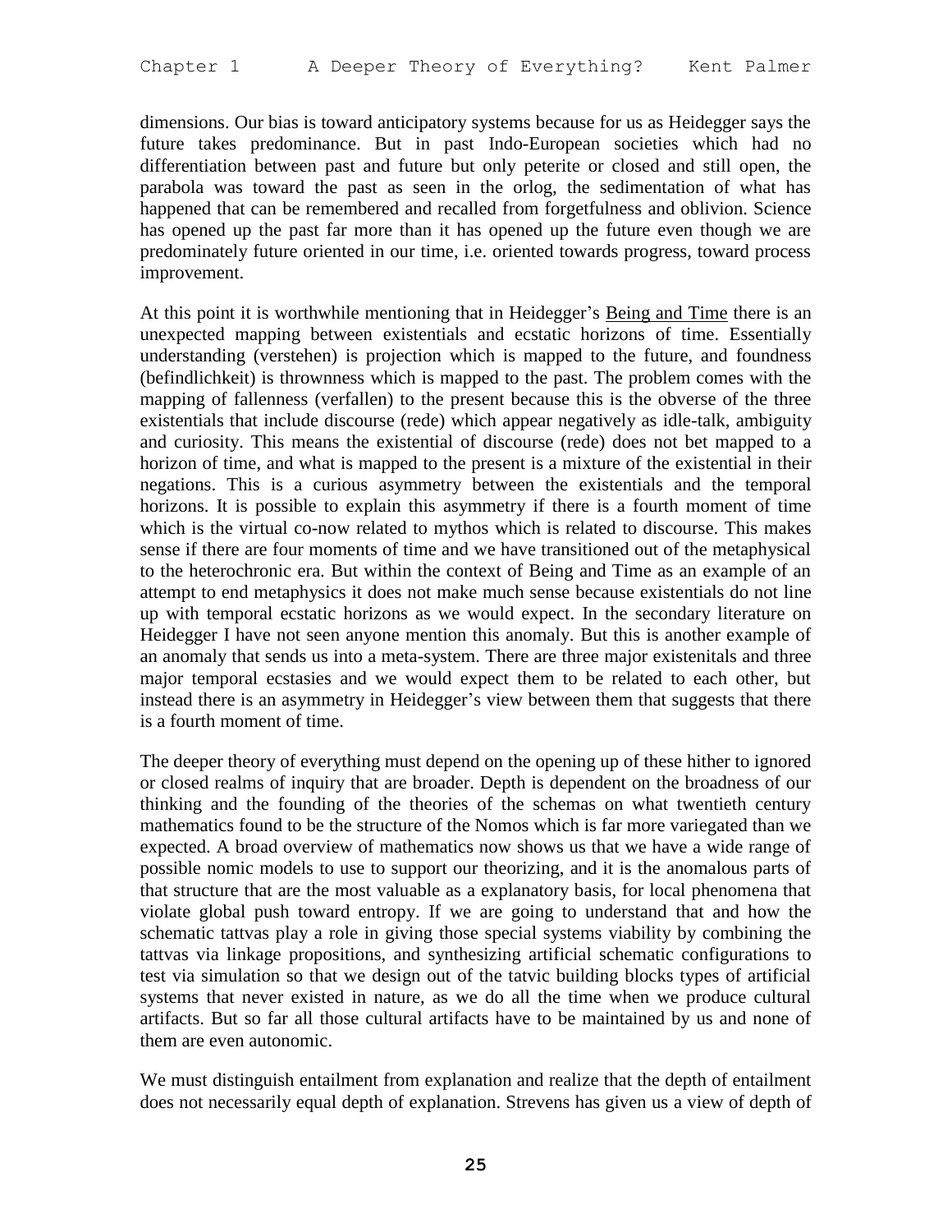dimensions. Our bias is toward anticipatory systems because for us as Heidegger says the future takes predominance. But in past Indo-European societies which had no differentiation between past and future but only peterite or closed and still open, the parabola was toward the past as seen in the orlog, the sedimentation of what has happened that can be remembered and recalled from forgetfulness and oblivion. Science has opened up the past far more than it has opened up the future even though we are predominately future oriented in our time, i.e. oriented towards progress, toward process improvement.

At this point it is worthwhile mentioning that in Heidegger's <u>Being and Time</u> there is an unexpected mapping between existentials and ecstatic horizons of time. Essentially understanding (verstehen) is projection which is mapped to the future, and foundness (befindlichkeit) is thrownness which is mapped to the past. The problem comes with the mapping of fallenness (verfallen) to the present because this is the obverse of the three existentials that include discourse (rede) which appear negatively as idle-talk, ambiguity and curiosity. This means the existential of discourse (rede) does not bet mapped to a horizon of time, and what is mapped to the present is a mixture of the existential in their negations. This is a curious asymmetry between the existentials and the temporal horizons. It is possible to explain this asymmetry if there is a fourth moment of time which is the virtual co-now related to mythos which is related to discourse. This makes sense if there are four moments of time and we have transitioned out of the metaphysical to the heterochronic era. But within the context of Being and Time as an example of an attempt to end metaphysics it does not make much sense because existentials do not line up with temporal ecstatic horizons as we would expect. In the secondary literature on Heidegger I have not seen anyone mention this anomaly. But this is another example of an anomaly that sends us into a meta-system. There are three major existenitals and three major temporal ecstasies and we would expect them to be related to each other, but instead there is an asymmetry in Heidegger's view between them that suggests that there is a fourth moment of time.

The deeper theory of everything must depend on the opening up of these hither to ignored or closed realms of inquiry that are broader. Depth is dependent on the broadness of our thinking and the founding of the theories of the schemas on what twentieth century mathematics found to be the structure of the Nomos which is far more variegated than we expected. A broad overview of mathematics now shows us that we have a wide range of possible nomic models to use to support our theorizing, and it is the anomalous parts of that structure that are the most valuable as a explanatory basis, for local phenomena that violate global push toward entropy. If we are going to understand that and how the schematic tattvas play a role in giving those special systems viability by combining the tattvas via linkage propositions, and synthesizing artificial schematic configurations to test via simulation so that we design out of the tatvic building blocks types of artificial systems that never existed in nature, as we do all the time when we produce cultural artifacts. But so far all those cultural artifacts have to be maintained by us and none of them are even autonomic.

We must distinguish entailment from explanation and realize that the depth of entailment does not necessarily equal depth of explanation. Strevens has given us a view of depth of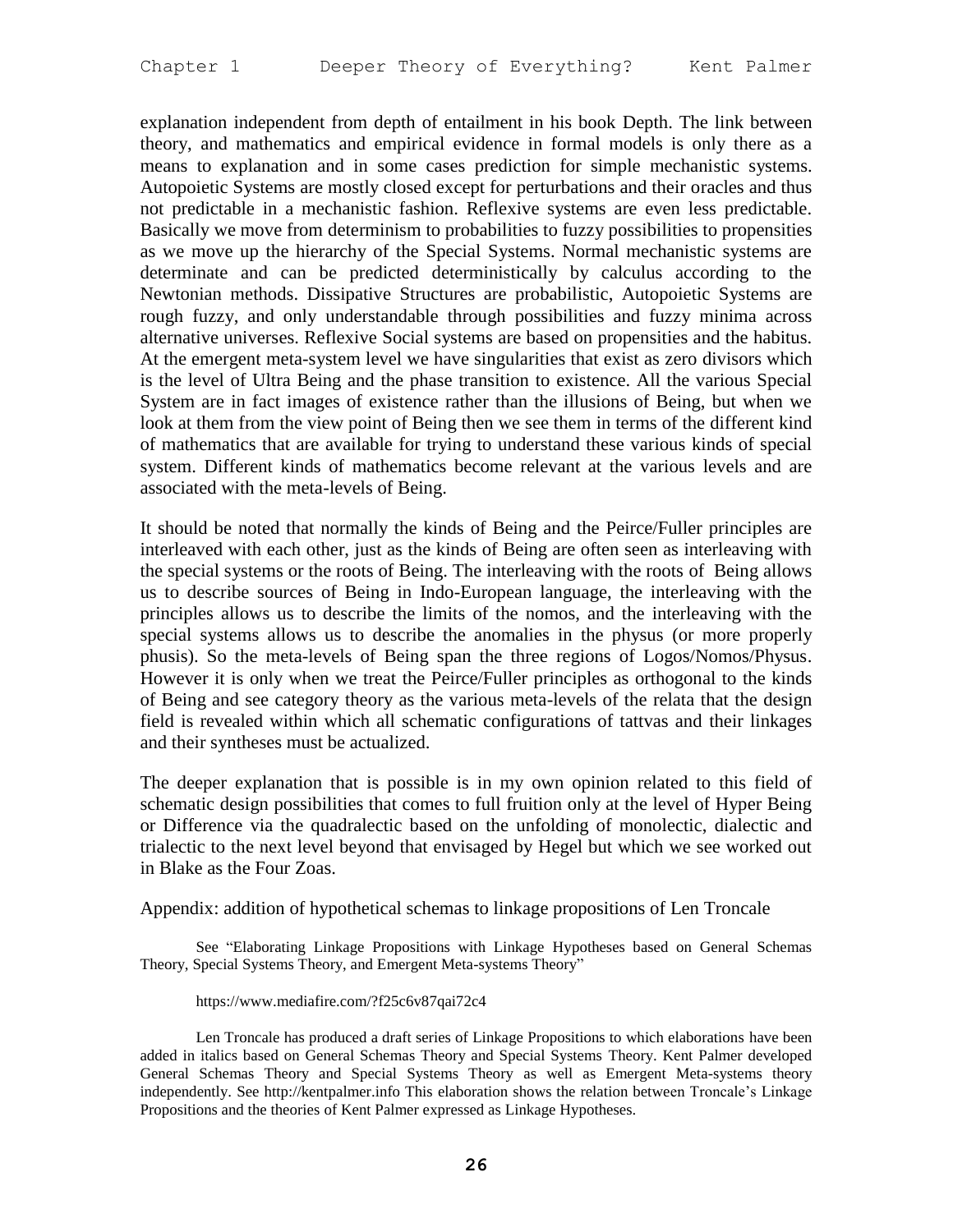explanation independent from depth of entailment in his book Depth. The link between theory, and mathematics and empirical evidence in formal models is only there as a means to explanation and in some cases prediction for simple mechanistic systems. Autopoietic Systems are mostly closed except for perturbations and their oracles and thus not predictable in a mechanistic fashion. Reflexive systems are even less predictable. Basically we move from determinism to probabilities to fuzzy possibilities to propensities as we move up the hierarchy of the Special Systems. Normal mechanistic systems are determinate and can be predicted deterministically by calculus according to the Newtonian methods. Dissipative Structures are probabilistic, Autopoietic Systems are rough fuzzy, and only understandable through possibilities and fuzzy minima across alternative universes. Reflexive Social systems are based on propensities and the habitus. At the emergent meta-system level we have singularities that exist as zero divisors which is the level of Ultra Being and the phase transition to existence. All the various Special System are in fact images of existence rather than the illusions of Being, but when we look at them from the view point of Being then we see them in terms of the different kind of mathematics that are available for trying to understand these various kinds of special system. Different kinds of mathematics become relevant at the various levels and are associated with the meta-levels of Being.

It should be noted that normally the kinds of Being and the Peirce/Fuller principles are interleaved with each other, just as the kinds of Being are often seen as interleaving with the special systems or the roots of Being. The interleaving with the roots of Being allows us to describe sources of Being in Indo-European language, the interleaving with the principles allows us to describe the limits of the nomos, and the interleaving with the special systems allows us to describe the anomalies in the physus (or more properly phusis). So the meta-levels of Being span the three regions of Logos/Nomos/Physus. However it is only when we treat the Peirce/Fuller principles as orthogonal to the kinds of Being and see category theory as the various meta-levels of the relata that the design field is revealed within which all schematic configurations of tattvas and their linkages and their syntheses must be actualized.

The deeper explanation that is possible is in my own opinion related to this field of schematic design possibilities that comes to full fruition only at the level of Hyper Being or Difference via the quadralectic based on the unfolding of monolectic, dialectic and trialectic to the next level beyond that envisaged by Hegel but which we see worked out in Blake as the Four Zoas.

Appendix: addition of hypothetical schemas to linkage propositions of Len Troncale

See "Elaborating Linkage Propositions with Linkage Hypotheses based on General Schemas Theory, Special Systems Theory, and Emergent Meta-systems Theory"

https://www.mediafire.com/?f25c6v87qai72c4

Len Troncale has produced a draft series of Linkage Propositions to which elaborations have been added in italics based on General Schemas Theory and Special Systems Theory. Kent Palmer developed General Schemas Theory and Special Systems Theory as well as Emergent Meta-systems theory independently. See http://kentpalmer.info This elaboration shows the relation between Troncale's Linkage Propositions and the theories of Kent Palmer expressed as Linkage Hypotheses.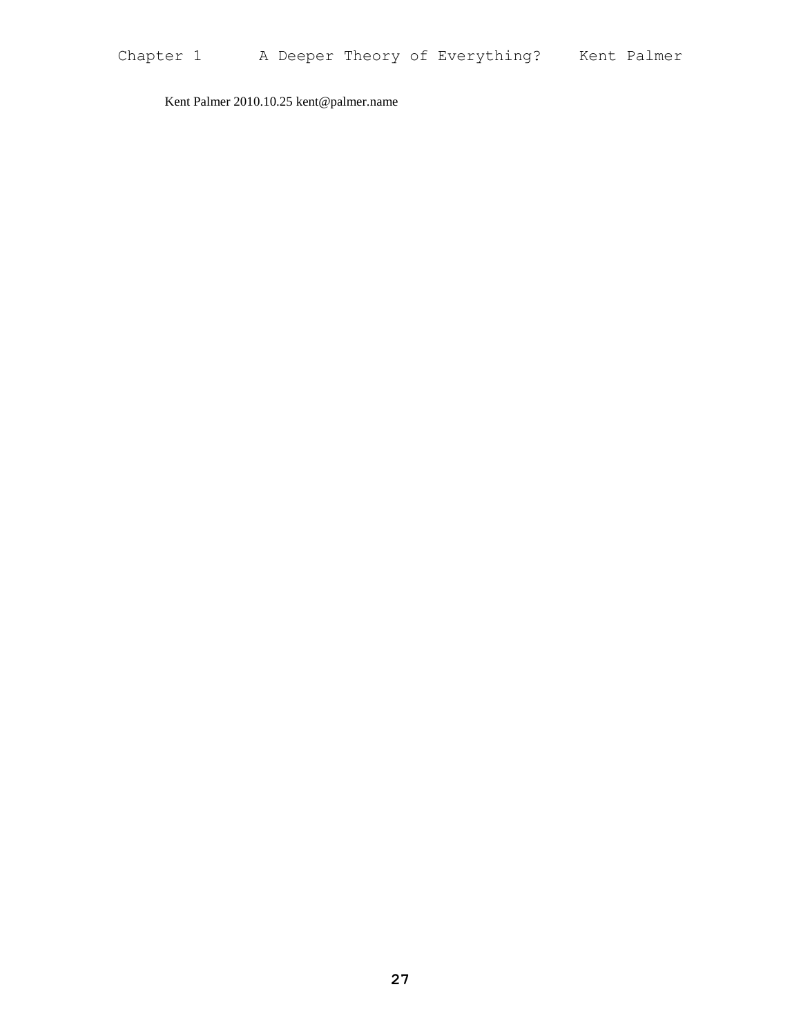Kent Palmer 2010.10.25 kent@palmer.name